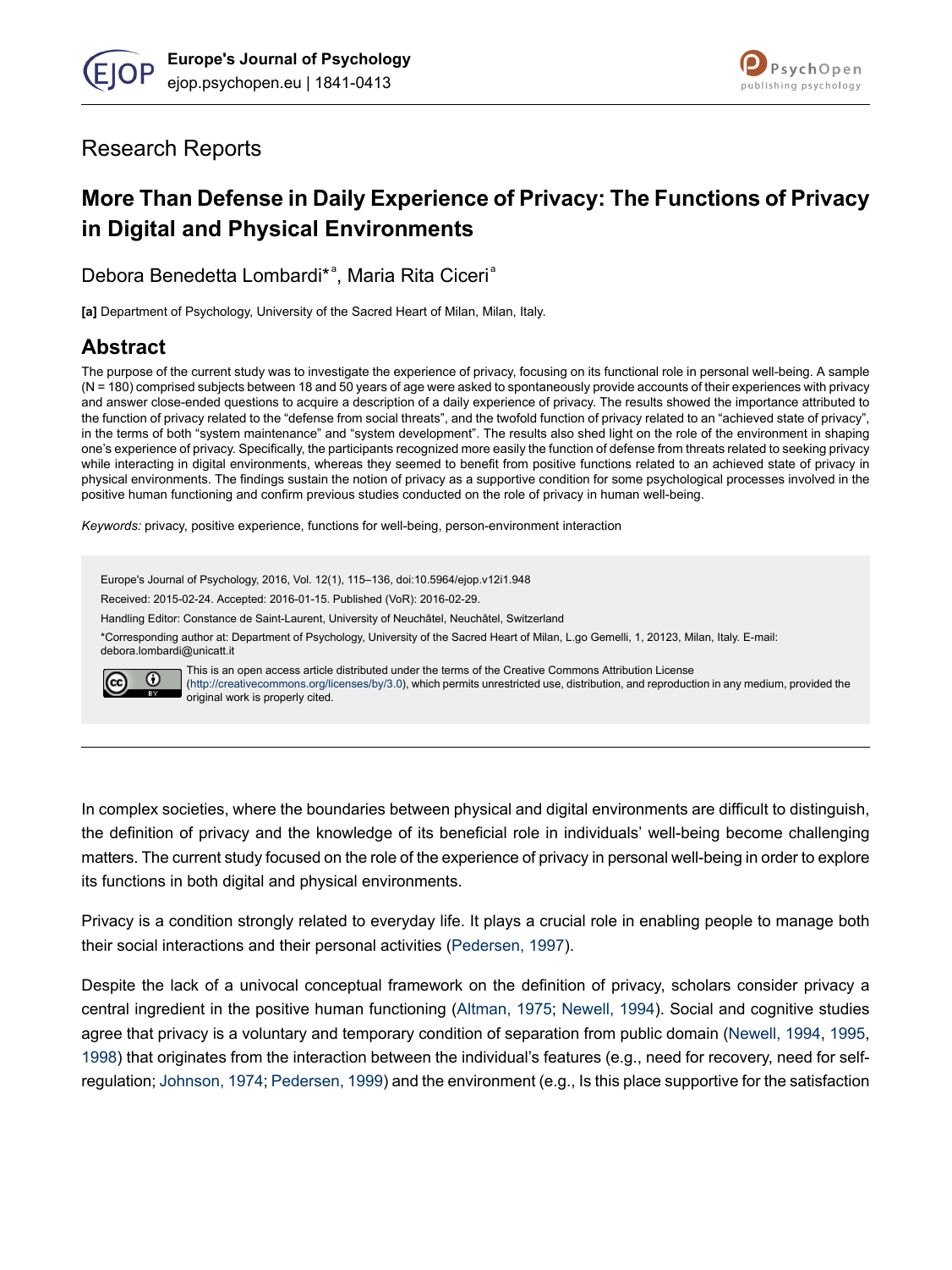Research Reports

# More Than Defense in Daily Experience of Privacy: The Functions of Privacy in Digital and Physical Environments

Debora Benedetta Lombardi*[a], Maria Rita Ciceri[a]

**[a]** Department of Psychology, University of the Sacred Heart of Milan, Milan, Italy.

## Abstract

The purpose of the current study was to investigate the experience of privacy, focusing on its functional role in personal well-being. A sample (N = 180) comprised subjects between 18 and 50 years of age were asked to spontaneously provide accounts of their experiences with privacy and answer close-ended questions to acquire a description of a daily experience of privacy. The results showed the importance attributed to the function of privacy related to the "defense from social threats", and the twofold function of privacy related to an "achieved state of privacy", in the terms of both "system maintenance" and "system development". The results also shed light on the role of the environment in shaping one's experience of privacy. Specifically, the participants recognized more easily the function of defense from threats related to seeking privacy while interacting in digital environments, whereas they seemed to benefit from positive functions related to an achieved state of privacy in physical environments. The findings sustain the notion of privacy as a supportive condition for some psychological processes involved in the positive human functioning and confirm previous studies conducted on the role of privacy in human well-being.

*Keywords:* privacy, positive experience, functions for well-being, person-environment interaction

Europe's Journal of Psychology, 2016, Vol. 12(1), 115–136, doi:10.5964/ejop.v12i1.948

Received: 2015-02-24. Accepted: 2016-01-15. Published (VoR): 2016-02-29.

Handling Editor: Constance de Saint-Laurent, University of Neuchâtel, Neuchâtel, Switzerland

*Corresponding author at: Department of Psychology, University of the Sacred Heart of Milan, L.go Gemelli, 1, 20123, Milan, Italy. E-mail: debora.lombardi@unicatt.it

This is an open access article distributed under the terms of the Creative Commons Attribution License (http://creativecommons.org/licenses/by/3.0), which permits unrestricted use, distribution, and reproduction in any medium, provided the original work is properly cited.

---

In complex societies, where the boundaries between physical and digital environments are difficult to distinguish, the definition of privacy and the knowledge of its beneficial role in individuals' well-being become challenging matters. The current study focused on the role of the experience of privacy in personal well-being in order to explore its functions in both digital and physical environments.

Privacy is a condition strongly related to everyday life. It plays a crucial role in enabling people to manage both their social interactions and their personal activities (Pedersen, 1997).

Despite the lack of a univocal conceptual framework on the definition of privacy, scholars consider privacy a central ingredient in the positive human functioning (Altman, 1975; Newell, 1994). Social and cognitive studies agree that privacy is a voluntary and temporary condition of separation from public domain (Newell, 1994, 1995, 1998) that originates from the interaction between the individual's features (e.g., need for recovery, need for self-regulation; Johnson, 1974; Pedersen, 1999) and the environment (e.g., Is this place supportive for the satisfaction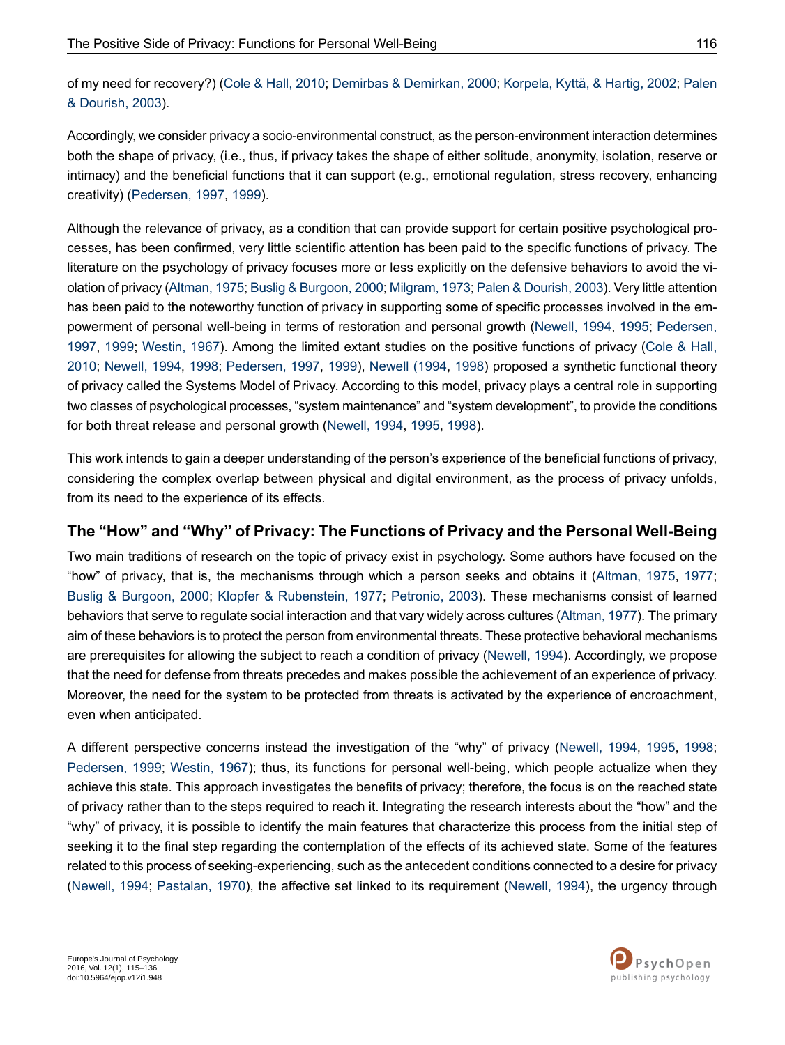of my need for recovery?) (Cole & Hall, 2010; Demirbas & Demirkan, 2000; Korpela, Kyttä, & Hartig, 2002; Palen & Dourish, 2003).

Accordingly, we consider privacy a socio-environmental construct, as the person-environment interaction determines both the shape of privacy, (i.e., thus, if privacy takes the shape of either solitude, anonymity, isolation, reserve or intimacy) and the beneficial functions that it can support (e.g., emotional regulation, stress recovery, enhancing creativity) (Pedersen, 1997, 1999).

Although the relevance of privacy, as a condition that can provide support for certain positive psychological processes, has been confirmed, very little scientific attention has been paid to the specific functions of privacy. The literature on the psychology of privacy focuses more or less explicitly on the defensive behaviors to avoid the violation of privacy (Altman, 1975; Buslig & Burgoon, 2000; Milgram, 1973; Palen & Dourish, 2003). Very little attention has been paid to the noteworthy function of privacy in supporting some of specific processes involved in the empowerment of personal well-being in terms of restoration and personal growth (Newell, 1994, 1995; Pedersen, 1997, 1999; Westin, 1967). Among the limited extant studies on the positive functions of privacy (Cole & Hall, 2010; Newell, 1994, 1998; Pedersen, 1997, 1999), Newell (1994, 1998) proposed a synthetic functional theory of privacy called the Systems Model of Privacy. According to this model, privacy plays a central role in supporting two classes of psychological processes, "system maintenance" and "system development", to provide the conditions for both threat release and personal growth (Newell, 1994, 1995, 1998).

This work intends to gain a deeper understanding of the person's experience of the beneficial functions of privacy, considering the complex overlap between physical and digital environment, as the process of privacy unfolds, from its need to the experience of its effects.

## The "How" and "Why" of Privacy: The Functions of Privacy and the Personal Well-Being

Two main traditions of research on the topic of privacy exist in psychology. Some authors have focused on the "how" of privacy, that is, the mechanisms through which a person seeks and obtains it (Altman, 1975, 1977; Buslig & Burgoon, 2000; Klopfer & Rubenstein, 1977; Petronio, 2003). These mechanisms consist of learned behaviors that serve to regulate social interaction and that vary widely across cultures (Altman, 1977). The primary aim of these behaviors is to protect the person from environmental threats. These protective behavioral mechanisms are prerequisites for allowing the subject to reach a condition of privacy (Newell, 1994). Accordingly, we propose that the need for defense from threats precedes and makes possible the achievement of an experience of privacy. Moreover, the need for the system to be protected from threats is activated by the experience of encroachment, even when anticipated.

A different perspective concerns instead the investigation of the "why" of privacy (Newell, 1994, 1995, 1998; Pedersen, 1999; Westin, 1967); thus, its functions for personal well-being, which people actualize when they achieve this state. This approach investigates the benefits of privacy; therefore, the focus is on the reached state of privacy rather than to the steps required to reach it. Integrating the research interests about the "how" and the "why" of privacy, it is possible to identify the main features that characterize this process from the initial step of seeking it to the final step regarding the contemplation of the effects of its achieved state. Some of the features related to this process of seeking-experiencing, such as the antecedent conditions connected to a desire for privacy (Newell, 1994; Pastalan, 1970), the affective set linked to its requirement (Newell, 1994), the urgency through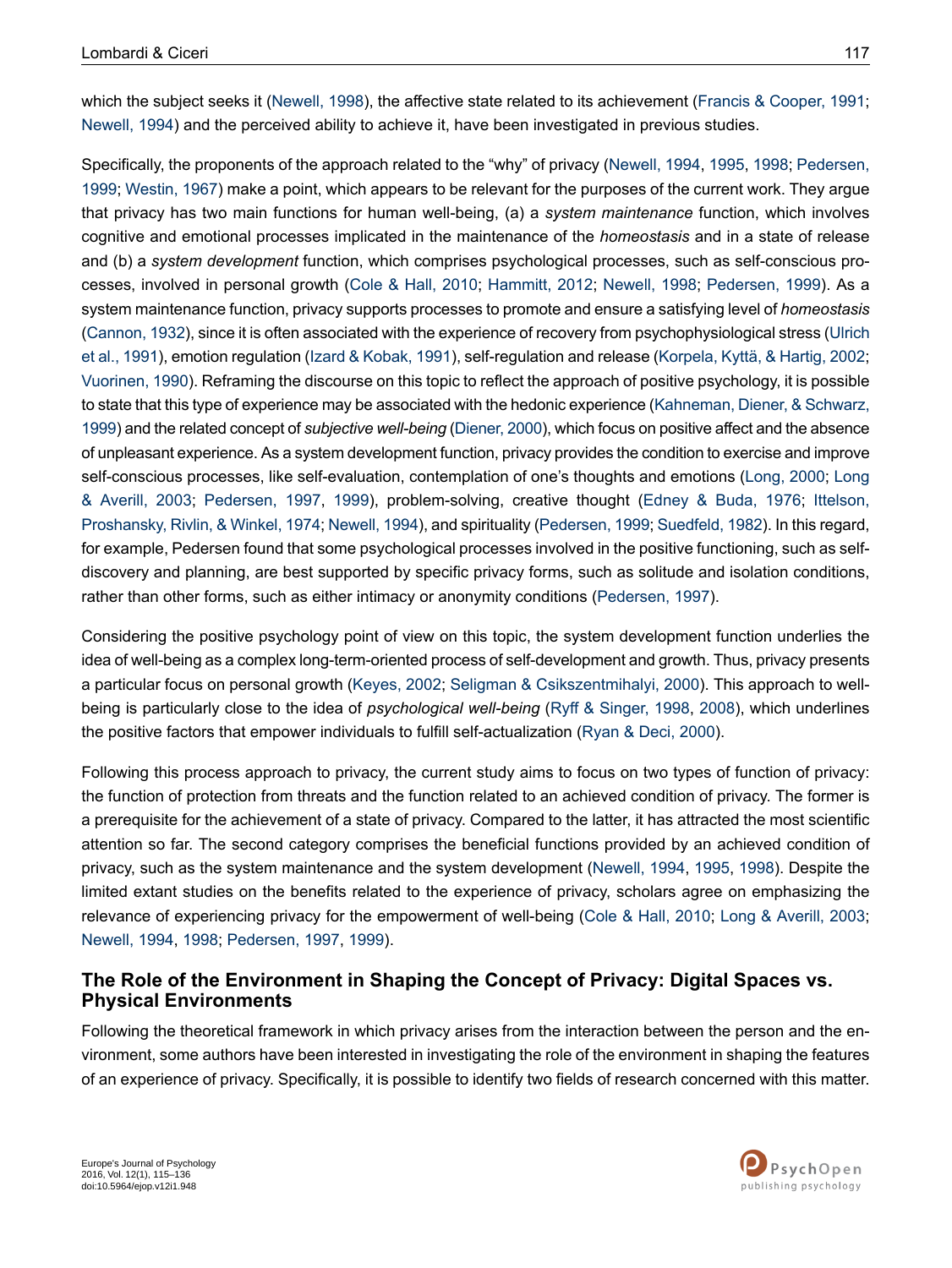which the subject seeks it (Newell, 1998), the affective state related to its achievement (Francis & Cooper, 1991; Newell, 1994) and the perceived ability to achieve it, have been investigated in previous studies.

Specifically, the proponents of the approach related to the "why" of privacy (Newell, 1994, 1995, 1998; Pedersen, 1999; Westin, 1967) make a point, which appears to be relevant for the purposes of the current work. They argue that privacy has two main functions for human well-being, (a) a *system maintenance* function, which involves cognitive and emotional processes implicated in the maintenance of the *homeostasis* and in a state of release and (b) a *system development* function, which comprises psychological processes, such as self-conscious processes, involved in personal growth (Cole & Hall, 2010; Hammitt, 2012; Newell, 1998; Pedersen, 1999). As a system maintenance function, privacy supports processes to promote and ensure a satisfying level of *homeostasis* (Cannon, 1932), since it is often associated with the experience of recovery from psychophysiological stress (Ulrich et al., 1991), emotion regulation (Izard & Kobak, 1991), self-regulation and release (Korpela, Kyttä, & Hartig, 2002; Vuorinen, 1990). Reframing the discourse on this topic to reflect the approach of positive psychology, it is possible to state that this type of experience may be associated with the hedonic experience (Kahneman, Diener, & Schwarz, 1999) and the related concept of *subjective well-being* (Diener, 2000), which focus on positive affect and the absence of unpleasant experience. As a system development function, privacy provides the condition to exercise and improve self-conscious processes, like self-evaluation, contemplation of one's thoughts and emotions (Long, 2000; Long & Averill, 2003; Pedersen, 1997, 1999), problem-solving, creative thought (Edney & Buda, 1976; Ittelson, Proshansky, Rivlin, & Winkel, 1974; Newell, 1994), and spirituality (Pedersen, 1999; Suedfeld, 1982). In this regard, for example, Pedersen found that some psychological processes involved in the positive functioning, such as self-discovery and planning, are best supported by specific privacy forms, such as solitude and isolation conditions, rather than other forms, such as either intimacy or anonymity conditions (Pedersen, 1997).

Considering the positive psychology point of view on this topic, the system development function underlies the idea of well-being as a complex long-term-oriented process of self-development and growth. Thus, privacy presents a particular focus on personal growth (Keyes, 2002; Seligman & Csikszentmihalyi, 2000). This approach to well-being is particularly close to the idea of *psychological well-being* (Ryff & Singer, 1998, 2008), which underlines the positive factors that empower individuals to fulfill self-actualization (Ryan & Deci, 2000).

Following this process approach to privacy, the current study aims to focus on two types of function of privacy: the function of protection from threats and the function related to an achieved condition of privacy. The former is a prerequisite for the achievement of a state of privacy. Compared to the latter, it has attracted the most scientific attention so far. The second category comprises the beneficial functions provided by an achieved condition of privacy, such as the system maintenance and the system development (Newell, 1994, 1995, 1998). Despite the limited extant studies on the benefits related to the experience of privacy, scholars agree on emphasizing the relevance of experiencing privacy for the empowerment of well-being (Cole & Hall, 2010; Long & Averill, 2003; Newell, 1994, 1998; Pedersen, 1997, 1999).

## The Role of the Environment in Shaping the Concept of Privacy: Digital Spaces vs. Physical Environments

Following the theoretical framework in which privacy arises from the interaction between the person and the environment, some authors have been interested in investigating the role of the environment in shaping the features of an experience of privacy. Specifically, it is possible to identify two fields of research concerned with this matter.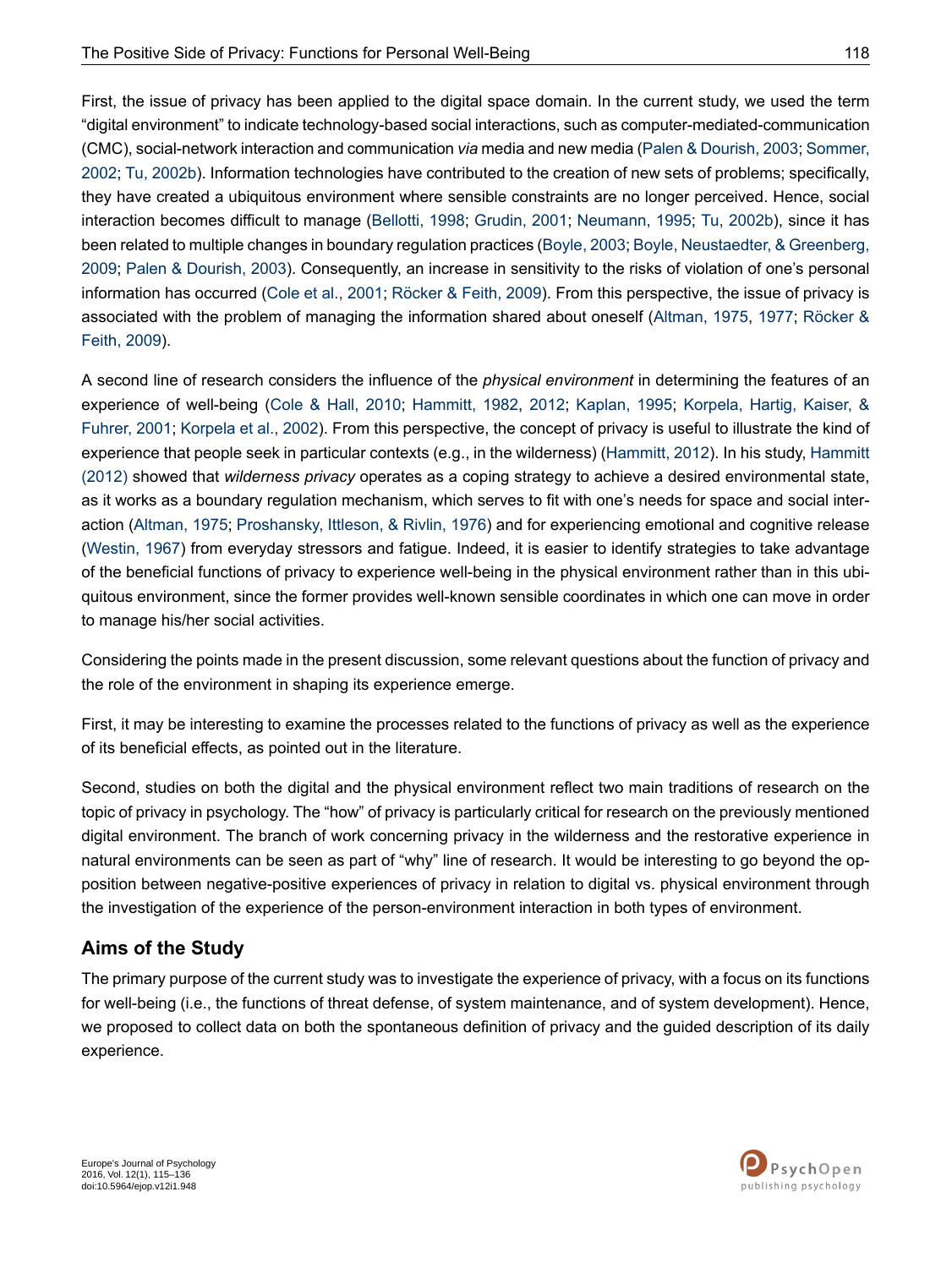First, the issue of privacy has been applied to the digital space domain. In the current study, we used the term "digital environment" to indicate technology-based social interactions, such as computer-mediated-communication (CMC), social-network interaction and communication *via* media and new media (Palen & Dourish, 2003; Sommer, 2002; Tu, 2002b). Information technologies have contributed to the creation of new sets of problems; specifically, they have created a ubiquitous environment where sensible constraints are no longer perceived. Hence, social interaction becomes difficult to manage (Bellotti, 1998; Grudin, 2001; Neumann, 1995; Tu, 2002b), since it has been related to multiple changes in boundary regulation practices (Boyle, 2003; Boyle, Neustaedter, & Greenberg, 2009; Palen & Dourish, 2003). Consequently, an increase in sensitivity to the risks of violation of one's personal information has occurred (Cole et al., 2001; Röcker & Feith, 2009). From this perspective, the issue of privacy is associated with the problem of managing the information shared about oneself (Altman, 1975, 1977; Röcker & Feith, 2009).

A second line of research considers the influence of the *physical environment* in determining the features of an experience of well-being (Cole & Hall, 2010; Hammitt, 1982, 2012; Kaplan, 1995; Korpela, Hartig, Kaiser, & Fuhrer, 2001; Korpela et al., 2002). From this perspective, the concept of privacy is useful to illustrate the kind of experience that people seek in particular contexts (e.g., in the wilderness) (Hammitt, 2012). In his study, Hammitt (2012) showed that *wilderness privacy* operates as a coping strategy to achieve a desired environmental state, as it works as a boundary regulation mechanism, which serves to fit with one's needs for space and social interaction (Altman, 1975; Proshansky, Ittleson, & Rivlin, 1976) and for experiencing emotional and cognitive release (Westin, 1967) from everyday stressors and fatigue. Indeed, it is easier to identify strategies to take advantage of the beneficial functions of privacy to experience well-being in the physical environment rather than in this ubiquitous environment, since the former provides well-known sensible coordinates in which one can move in order to manage his/her social activities.

Considering the points made in the present discussion, some relevant questions about the function of privacy and the role of the environment in shaping its experience emerge.

First, it may be interesting to examine the processes related to the functions of privacy as well as the experience of its beneficial effects, as pointed out in the literature.

Second, studies on both the digital and the physical environment reflect two main traditions of research on the topic of privacy in psychology. The "how" of privacy is particularly critical for research on the previously mentioned digital environment. The branch of work concerning privacy in the wilderness and the restorative experience in natural environments can be seen as part of "why" line of research. It would be interesting to go beyond the opposition between negative-positive experiences of privacy in relation to digital vs. physical environment through the investigation of the experience of the person-environment interaction in both types of environment.

## Aims of the Study

The primary purpose of the current study was to investigate the experience of privacy, with a focus on its functions for well-being (i.e., the functions of threat defense, of system maintenance, and of system development). Hence, we proposed to collect data on both the spontaneous definition of privacy and the guided description of its daily experience.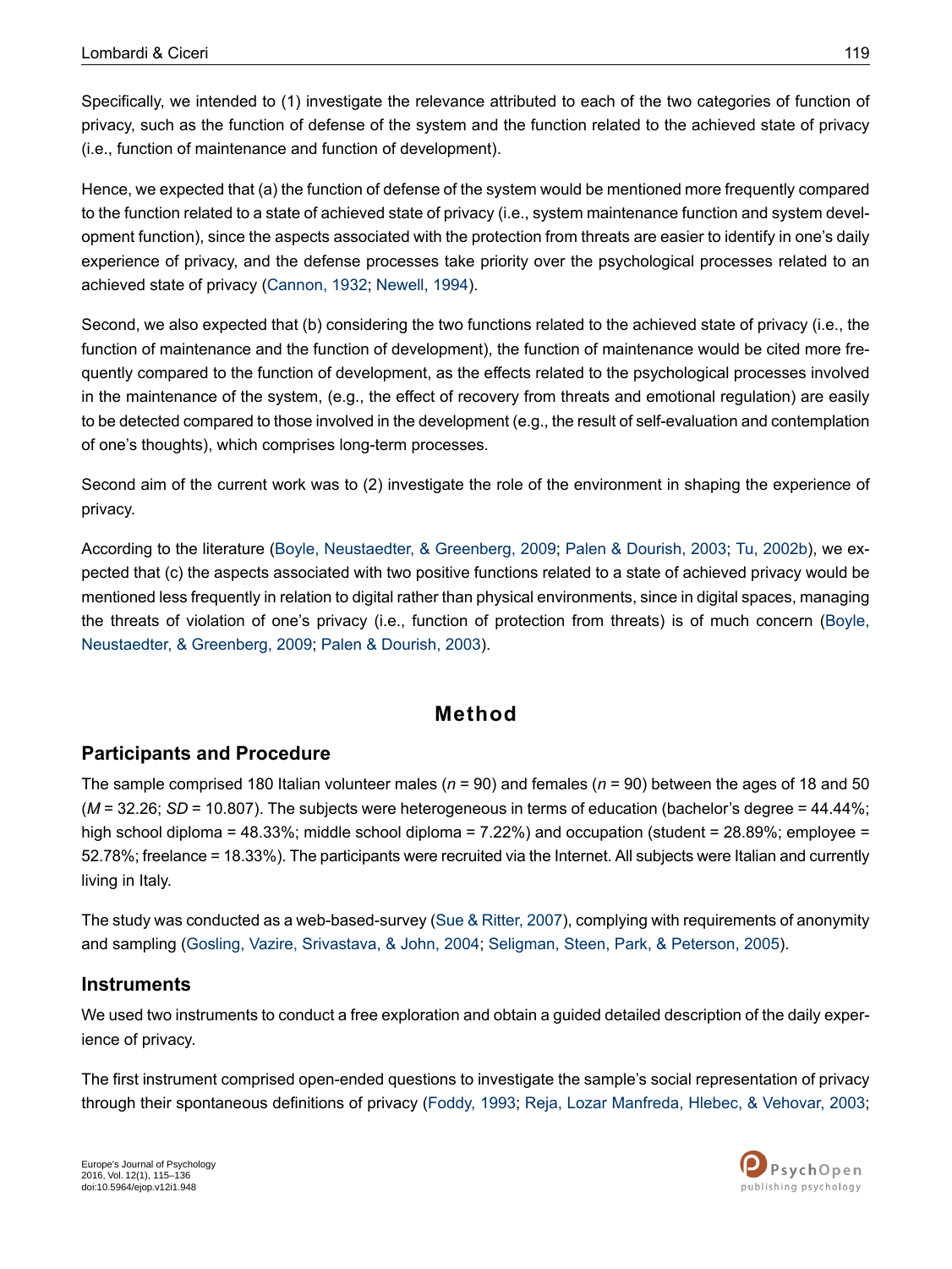Specifically, we intended to (1) investigate the relevance attributed to each of the two categories of function of privacy, such as the function of defense of the system and the function related to the achieved state of privacy (i.e., function of maintenance and function of development).

Hence, we expected that (a) the function of defense of the system would be mentioned more frequently compared to the function related to a state of achieved state of privacy (i.e., system maintenance function and system development function), since the aspects associated with the protection from threats are easier to identify in one's daily experience of privacy, and the defense processes take priority over the psychological processes related to an achieved state of privacy (Cannon, 1932; Newell, 1994).

Second, we also expected that (b) considering the two functions related to the achieved state of privacy (i.e., the function of maintenance and the function of development), the function of maintenance would be cited more frequently compared to the function of development, as the effects related to the psychological processes involved in the maintenance of the system, (e.g., the effect of recovery from threats and emotional regulation) are easily to be detected compared to those involved in the development (e.g., the result of self-evaluation and contemplation of one's thoughts), which comprises long-term processes.

Second aim of the current work was to (2) investigate the role of the environment in shaping the experience of privacy.

According to the literature (Boyle, Neustaedter, & Greenberg, 2009; Palen & Dourish, 2003; Tu, 2002b), we expected that (c) the aspects associated with two positive functions related to a state of achieved privacy would be mentioned less frequently in relation to digital rather than physical environments, since in digital spaces, managing the threats of violation of one's privacy (i.e., function of protection from threats) is of much concern (Boyle, Neustaedter, & Greenberg, 2009; Palen & Dourish, 2003).

# Method

## Participants and Procedure

The sample comprised 180 Italian volunteer males ($n$ = 90) and females ($n$ = 90) between the ages of 18 and 50 ($M$ = 32.26; $SD$ = 10.807). The subjects were heterogeneous in terms of education (bachelor's degree = 44.44%; high school diploma = 48.33%; middle school diploma = 7.22%) and occupation (student = 28.89%; employee = 52.78%; freelance = 18.33%). The participants were recruited via the Internet. All subjects were Italian and currently living in Italy.

The study was conducted as a web-based-survey (Sue & Ritter, 2007), complying with requirements of anonymity and sampling (Gosling, Vazire, Srivastava, & John, 2004; Seligman, Steen, Park, & Peterson, 2005).

## Instruments

We used two instruments to conduct a free exploration and obtain a guided detailed description of the daily experience of privacy.

The first instrument comprised open-ended questions to investigate the sample's social representation of privacy through their spontaneous definitions of privacy (Foddy, 1993; Reja, Lozar Manfreda, Hlebec, & Vehovar, 2003;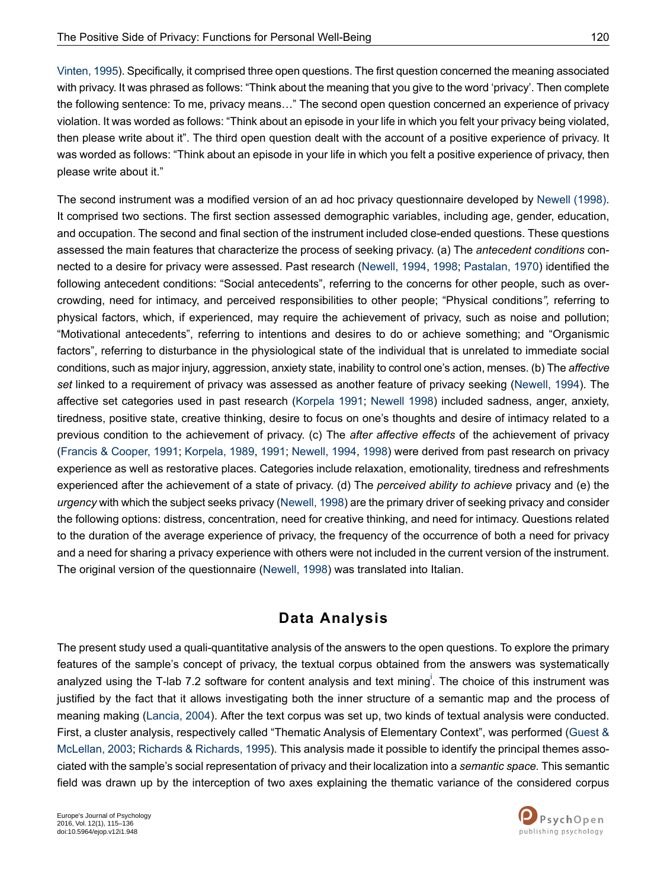Vinten, 1995). Specifically, it comprised three open questions. The first question concerned the meaning associated with privacy. It was phrased as follows: "Think about the meaning that you give to the word 'privacy'. Then complete the following sentence: To me, privacy means…" The second open question concerned an experience of privacy violation. It was worded as follows: "Think about an episode in your life in which you felt your privacy being violated, then please write about it". The third open question dealt with the account of a positive experience of privacy. It was worded as follows: "Think about an episode in your life in which you felt a positive experience of privacy, then please write about it."

The second instrument was a modified version of an ad hoc privacy questionnaire developed by Newell (1998). It comprised two sections. The first section assessed demographic variables, including age, gender, education, and occupation. The second and final section of the instrument included close-ended questions. These questions assessed the main features that characterize the process of seeking privacy. (a) The *antecedent conditions* connected to a desire for privacy were assessed. Past research (Newell, 1994, 1998; Pastalan, 1970) identified the following antecedent conditions: "Social antecedents", referring to the concerns for other people, such as overcrowding, need for intimacy, and perceived responsibilities to other people; "Physical conditions*",* referring to physical factors, which, if experienced, may require the achievement of privacy, such as noise and pollution; "Motivational antecedents", referring to intentions and desires to do or achieve something; and "Organismic factors", referring to disturbance in the physiological state of the individual that is unrelated to immediate social conditions, such as major injury, aggression, anxiety state, inability to control one's action, menses. (b) The *affective set* linked to a requirement of privacy was assessed as another feature of privacy seeking (Newell, 1994). The affective set categories used in past research (Korpela 1991; Newell 1998) included sadness, anger, anxiety, tiredness, positive state, creative thinking, desire to focus on one's thoughts and desire of intimacy related to a previous condition to the achievement of privacy. (c) The *after affective effects* of the achievement of privacy (Francis & Cooper, 1991; Korpela, 1989, 1991; Newell, 1994, 1998) were derived from past research on privacy experience as well as restorative places. Categories include relaxation, emotionality, tiredness and refreshments experienced after the achievement of a state of privacy. (d) The *perceived ability to achieve* privacy and (e) the *urgency* with which the subject seeks privacy (Newell, 1998) are the primary driver of seeking privacy and consider the following options: distress, concentration, need for creative thinking, and need for intimacy. Questions related to the duration of the average experience of privacy, the frequency of the occurrence of both a need for privacy and a need for sharing a privacy experience with others were not included in the current version of the instrument. The original version of the questionnaire (Newell, 1998) was translated into Italian.

## Data Analysis

The present study used a quali-quantitative analysis of the answers to the open questions. To explore the primary features of the sample's concept of privacy, the textual corpus obtained from the answers was systematically analyzed using the T-lab 7.2 software for content analysis and text mining[i]. The choice of this instrument was justified by the fact that it allows investigating both the inner structure of a semantic map and the process of meaning making (Lancia, 2004). After the text corpus was set up, two kinds of textual analysis were conducted. First, a cluster analysis, respectively called "Thematic Analysis of Elementary Context", was performed (Guest & McLellan, 2003; Richards & Richards, 1995). This analysis made it possible to identify the principal themes associated with the sample's social representation of privacy and their localization into a *semantic space*. This semantic field was drawn up by the interception of two axes explaining the thematic variance of the considered corpus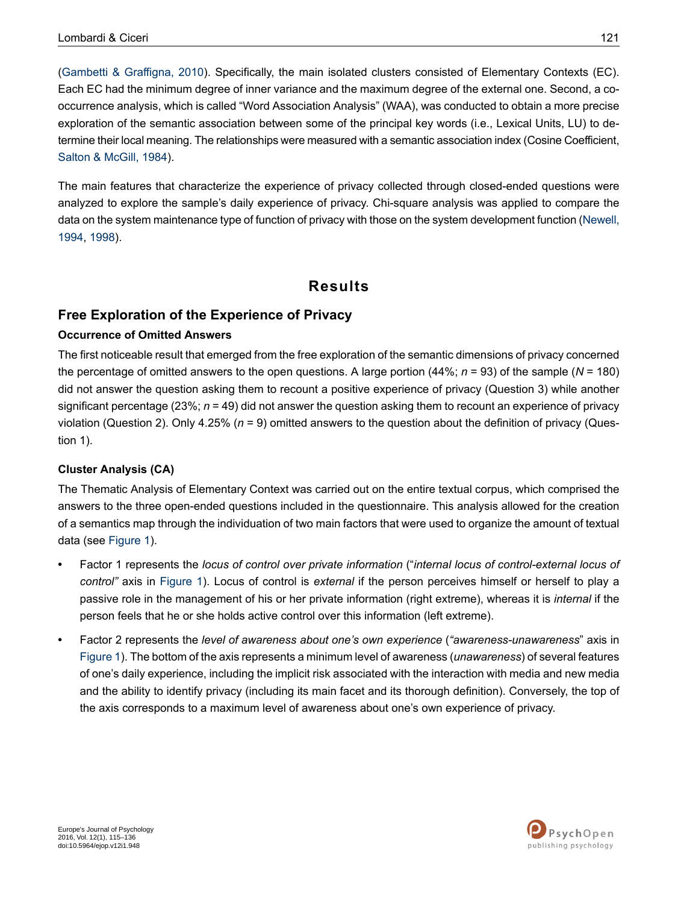(Gambetti & Graffigna, 2010). Specifically, the main isolated clusters consisted of Elementary Contexts (EC). Each EC had the minimum degree of inner variance and the maximum degree of the external one. Second, a co-occurrence analysis, which is called "Word Association Analysis" (WAA), was conducted to obtain a more precise exploration of the semantic association between some of the principal key words (i.e., Lexical Units, LU) to determine their local meaning. The relationships were measured with a semantic association index (Cosine Coefficient, Salton & McGill, 1984).

The main features that characterize the experience of privacy collected through closed-ended questions were analyzed to explore the sample's daily experience of privacy. Chi-square analysis was applied to compare the data on the system maintenance type of function of privacy with those on the system development function (Newell, 1994, 1998).

# Results

## Free Exploration of the Experience of Privacy

### Occurrence of Omitted Answers

The first noticeable result that emerged from the free exploration of the semantic dimensions of privacy concerned the percentage of omitted answers to the open questions. A large portion (44%; $n$ = 93) of the sample ($N$ = 180) did not answer the question asking them to recount a positive experience of privacy (Question 3) while another significant percentage (23%; $n$ = 49) did not answer the question asking them to recount an experience of privacy violation (Question 2). Only 4.25% ($n$ = 9) omitted answers to the question about the definition of privacy (Question 1).

### Cluster Analysis (CA)

The Thematic Analysis of Elementary Context was carried out on the entire textual corpus, which comprised the answers to the three open-ended questions included in the questionnaire. This analysis allowed for the creation of a semantics map through the individuation of two main factors that were used to organize the amount of textual data (see Figure 1).

- Factor 1 represents the *locus of control over private information* ("*internal locus of control-external locus of control"* axis in Figure 1). Locus of control is *external* if the person perceives himself or herself to play a passive role in the management of his or her private information (right extreme), whereas it is *internal* if the person feels that he or she holds active control over this information (left extreme).
- Factor 2 represents the *level of awareness about one's own experience* (*"awareness-unawareness*" axis in Figure 1). The bottom of the axis represents a minimum level of awareness (*unawareness*) of several features of one's daily experience, including the implicit risk associated with the interaction with media and new media and the ability to identify privacy (including its main facet and its thorough definition). Conversely, the top of the axis corresponds to a maximum level of awareness about one's own experience of privacy.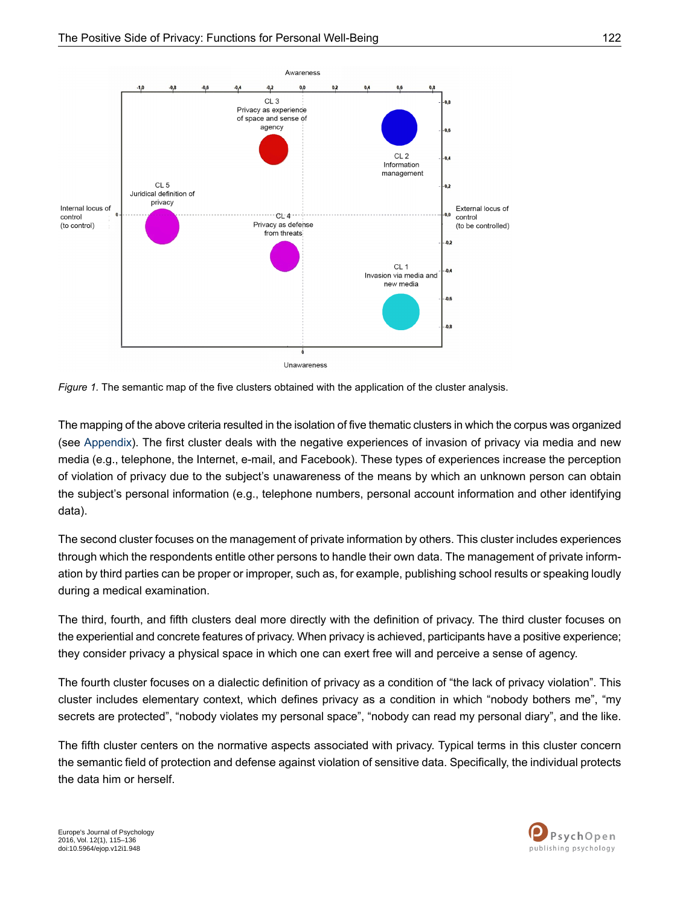Awareness

-1,0 -0,8 -0,6 -0,4 -0,2 0,0 0,2 0,4 0,6 0,8

CL 3
Privacy as experience of space and sense of agency

CL 2
Information management

CL 5
Juridical definition of privacy

Internal locus of control (to control)

External locus of control (to be controlled)

CL 4
Privacy as defense from threats

CL 1
Invasion via media and new media

0,8 0,6 0,4 0,2 0,0 -0,2 -0,4 -0,6 -0,8

Unawareness

*Figure 1.* The semantic map of the five clusters obtained with the application of the cluster analysis.

The mapping of the above criteria resulted in the isolation of five thematic clusters in which the corpus was organized (see Appendix). The first cluster deals with the negative experiences of invasion of privacy via media and new media (e.g., telephone, the Internet, e-mail, and Facebook). These types of experiences increase the perception of violation of privacy due to the subject's unawareness of the means by which an unknown person can obtain the subject's personal information (e.g., telephone numbers, personal account information and other identifying data).

The second cluster focuses on the management of private information by others. This cluster includes experiences through which the respondents entitle other persons to handle their own data. The management of private information by third parties can be proper or improper, such as, for example, publishing school results or speaking loudly during a medical examination.

The third, fourth, and fifth clusters deal more directly with the definition of privacy. The third cluster focuses on the experiential and concrete features of privacy. When privacy is achieved, participants have a positive experience; they consider privacy a physical space in which one can exert free will and perceive a sense of agency.

The fourth cluster focuses on a dialectic definition of privacy as a condition of "the lack of privacy violation". This cluster includes elementary context, which defines privacy as a condition in which "nobody bothers me", "my secrets are protected", "nobody violates my personal space", "nobody can read my personal diary", and the like.

The fifth cluster centers on the normative aspects associated with privacy. Typical terms in this cluster concern the semantic field of protection and defense against violation of sensitive data. Specifically, the individual protects the data him or herself.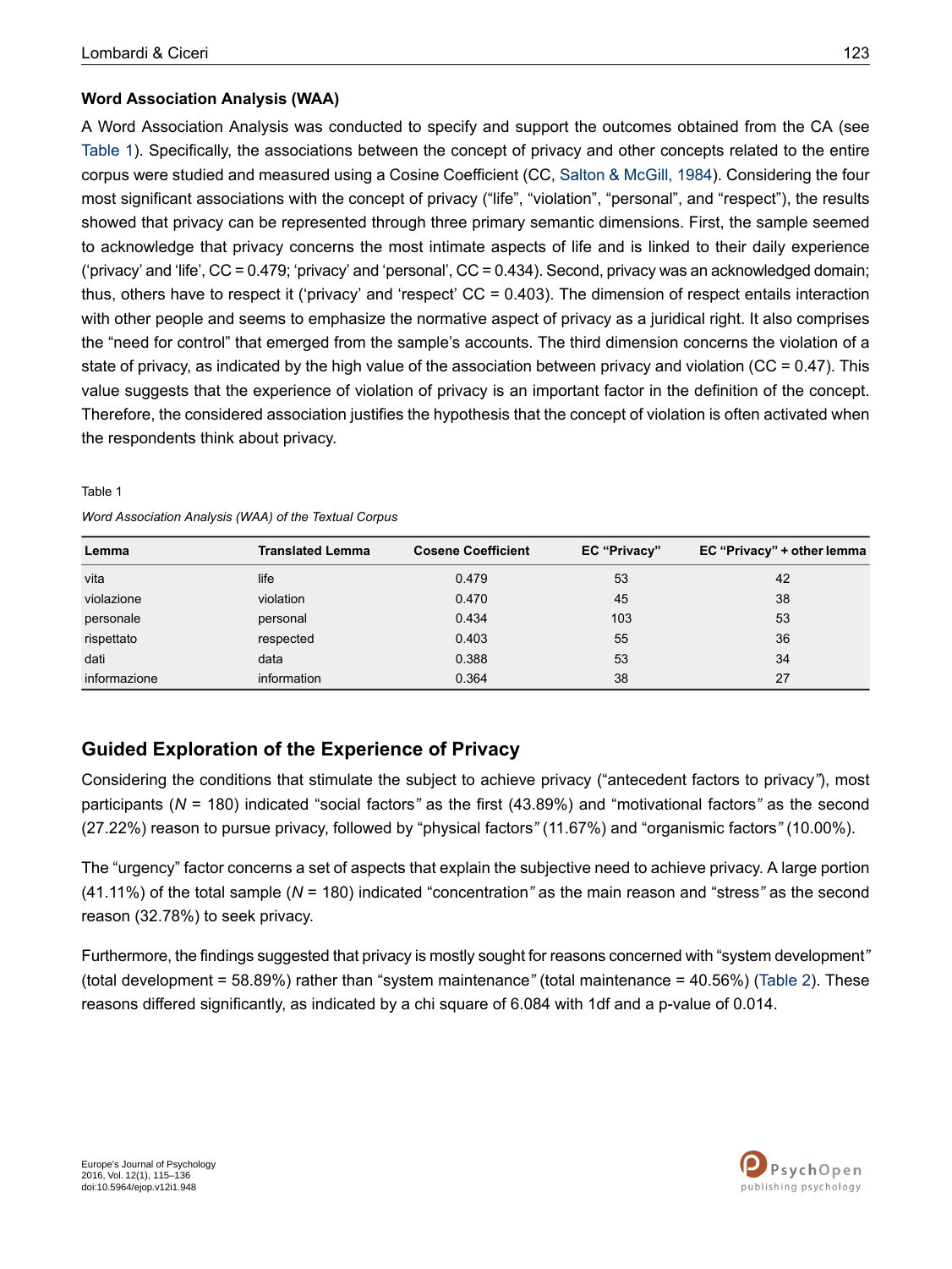### Word Association Analysis (WAA)

A Word Association Analysis was conducted to specify and support the outcomes obtained from the CA (see Table 1). Specifically, the associations between the concept of privacy and other concepts related to the entire corpus were studied and measured using a Cosine Coefficient (CC, Salton & McGill, 1984). Considering the four most significant associations with the concept of privacy ("life", "violation", "personal", and "respect"), the results showed that privacy can be represented through three primary semantic dimensions. First, the sample seemed to acknowledge that privacy concerns the most intimate aspects of life and is linked to their daily experience ('privacy' and 'life', CC = 0.479; 'privacy' and 'personal', CC = 0.434). Second, privacy was an acknowledged domain; thus, others have to respect it ('privacy' and 'respect' CC = 0.403). The dimension of respect entails interaction with other people and seems to emphasize the normative aspect of privacy as a juridical right. It also comprises the "need for control" that emerged from the sample's accounts. The third dimension concerns the violation of a state of privacy, as indicated by the high value of the association between privacy and violation (CC = 0.47). This value suggests that the experience of violation of privacy is an important factor in the definition of the concept. Therefore, the considered association justifies the hypothesis that the concept of violation is often activated when the respondents think about privacy.

Table 1

*Word Association Analysis (WAA) of the Textual Corpus*

| Lemma | Translated Lemma | Cosene Coefficient | EC "Privacy" | EC "Privacy" + other lemma |
|---|---|---|---|---|
| vita | life | 0.479 | 53 | 42 |
| violazione | violation | 0.470 | 45 | 38 |
| personale | personal | 0.434 | 103 | 53 |
| rispettato | respected | 0.403 | 55 | 36 |
| dati | data | 0.388 | 53 | 34 |
| informazione | information | 0.364 | 38 | 27 |

## Guided Exploration of the Experience of Privacy

Considering the conditions that stimulate the subject to achieve privacy ("antecedent factors to privacy"), most participants ($N$ = 180) indicated "social factors" as the first (43.89%) and "motivational factors" as the second (27.22%) reason to pursue privacy, followed by "physical factors" (11.67%) and "organismic factors" (10.00%).

The "urgency" factor concerns a set of aspects that explain the subjective need to achieve privacy. A large portion (41.11%) of the total sample ($N$ = 180) indicated "concentration" as the main reason and "stress" as the second reason (32.78%) to seek privacy.

Furthermore, the findings suggested that privacy is mostly sought for reasons concerned with "system development" (total development = 58.89%) rather than "system maintenance" (total maintenance = 40.56%) (Table 2). These reasons differed significantly, as indicated by a chi square of 6.084 with 1df and a p-value of 0.014.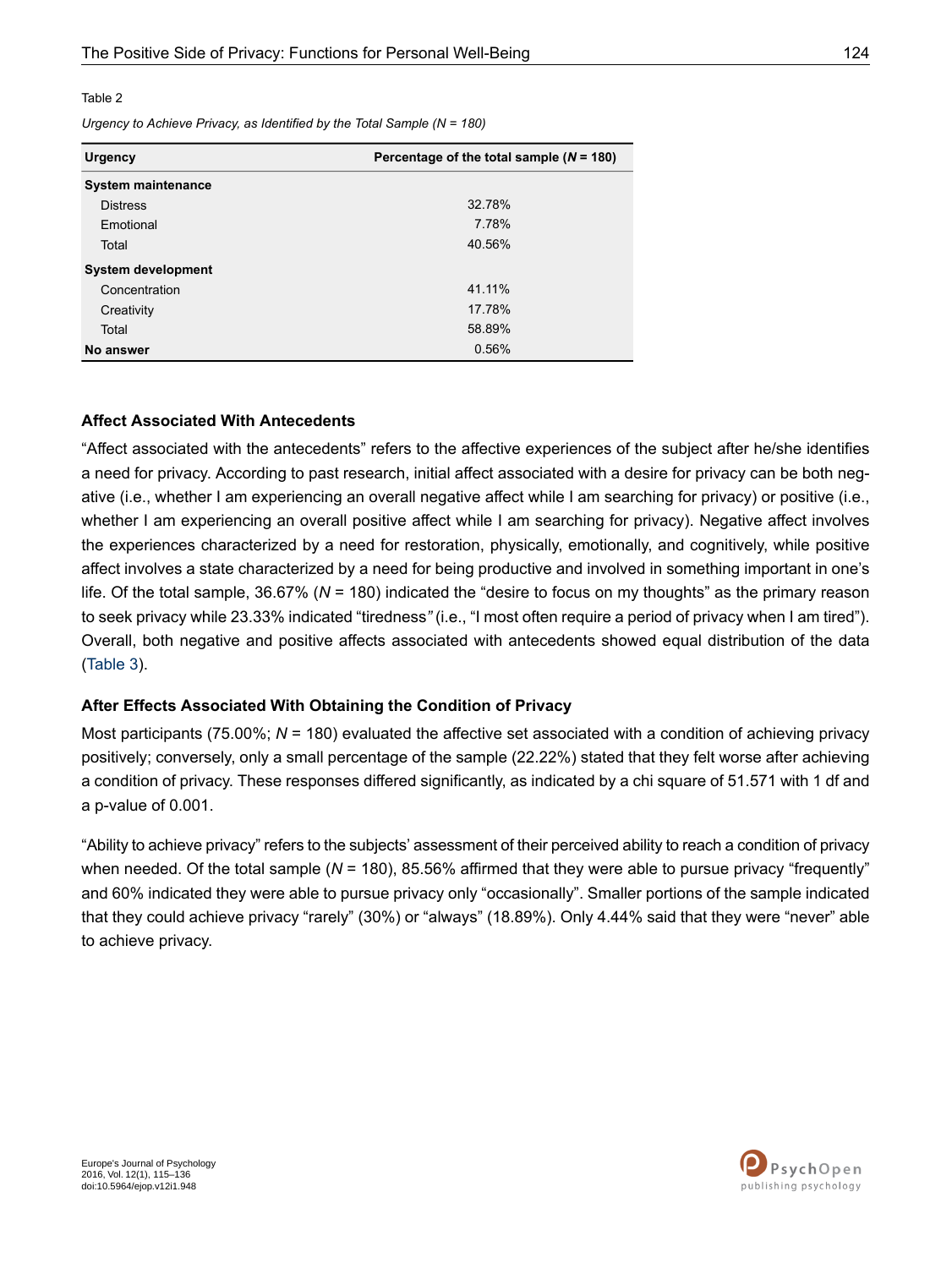Table 2

*Urgency to Achieve Privacy, as Identified by the Total Sample (N = 180)*

| Urgency | Percentage of the total sample (*N* = 180) |
|---|---|
| **System maintenance** | |
| Distress | 32.78% |
| Emotional | 7.78% |
| Total | 40.56% |
| **System development** | |
| Concentration | 41.11% |
| Creativity | 17.78% |
| Total | 58.89% |
| **No answer** | 0.56% |

### Affect Associated With Antecedents

"Affect associated with the antecedents" refers to the affective experiences of the subject after he/she identifies a need for privacy. According to past research, initial affect associated with a desire for privacy can be both negative (i.e., whether I am experiencing an overall negative affect while I am searching for privacy) or positive (i.e., whether I am experiencing an overall positive affect while I am searching for privacy). Negative affect involves the experiences characterized by a need for restoration, physically, emotionally, and cognitively, while positive affect involves a state characterized by a need for being productive and involved in something important in one's life. Of the total sample, 36.67% (*N* = 180) indicated the "desire to focus on my thoughts" as the primary reason to seek privacy while 23.33% indicated "tiredness" (i.e., "I most often require a period of privacy when I am tired"). Overall, both negative and positive affects associated with antecedents showed equal distribution of the data (Table 3).

### After Effects Associated With Obtaining the Condition of Privacy

Most participants (75.00%; *N* = 180) evaluated the affective set associated with a condition of achieving privacy positively; conversely, only a small percentage of the sample (22.22%) stated that they felt worse after achieving a condition of privacy. These responses differed significantly, as indicated by a chi square of 51.571 with 1 df and a p-value of 0.001.

"Ability to achieve privacy" refers to the subjects' assessment of their perceived ability to reach a condition of privacy when needed. Of the total sample (*N* = 180), 85.56% affirmed that they were able to pursue privacy "frequently" and 60% indicated they were able to pursue privacy only "occasionally". Smaller portions of the sample indicated that they could achieve privacy "rarely" (30%) or "always" (18.89%). Only 4.44% said that they were "never" able to achieve privacy.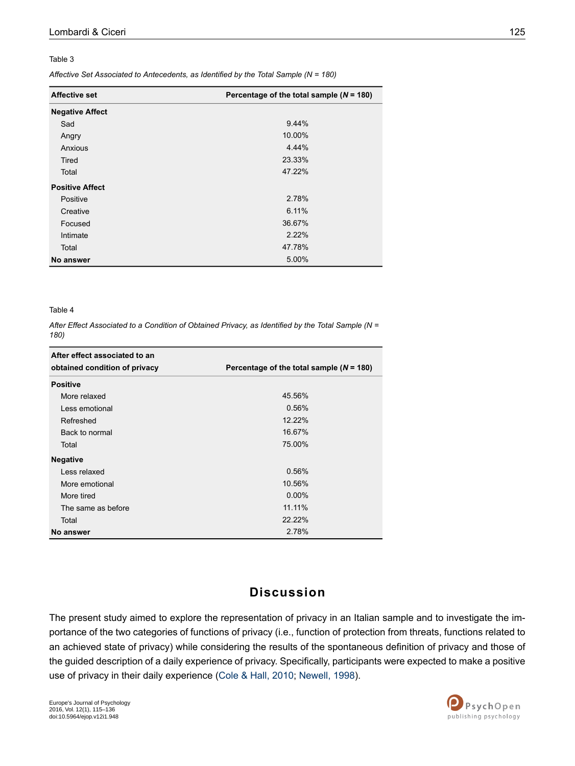Table 3

*Affective Set Associated to Antecedents, as Identified by the Total Sample (N = 180)*

| Affective set | Percentage of the total sample (*N* = 180) |
|---|---|
| **Negative Affect** | |
| Sad | 9.44% |
| Angry | 10.00% |
| Anxious | 4.44% |
| Tired | 23.33% |
| Total | 47.22% |
| **Positive Affect** | |
| Positive | 2.78% |
| Creative | 6.11% |
| Focused | 36.67% |
| Intimate | 2.22% |
| Total | 47.78% |
| **No answer** | 5.00% |

Table 4

*After Effect Associated to a Condition of Obtained Privacy, as Identified by the Total Sample (N = 180)*

| After effect associated to an obtained condition of privacy | Percentage of the total sample (*N* = 180) |
|---|---|
| **Positive** | |
| More relaxed | 45.56% |
| Less emotional | 0.56% |
| Refreshed | 12.22% |
| Back to normal | 16.67% |
| Total | 75.00% |
| **Negative** | |
| Less relaxed | 0.56% |
| More emotional | 10.56% |
| More tired | 0.00% |
| The same as before | 11.11% |
| Total | 22.22% |
| **No answer** | 2.78% |

## Discussion

The present study aimed to explore the representation of privacy in an Italian sample and to investigate the importance of the two categories of functions of privacy (i.e., function of protection from threats, functions related to an achieved state of privacy) while considering the results of the spontaneous definition of privacy and those of the guided description of a daily experience of privacy. Specifically, participants were expected to make a positive use of privacy in their daily experience (Cole & Hall, 2010; Newell, 1998).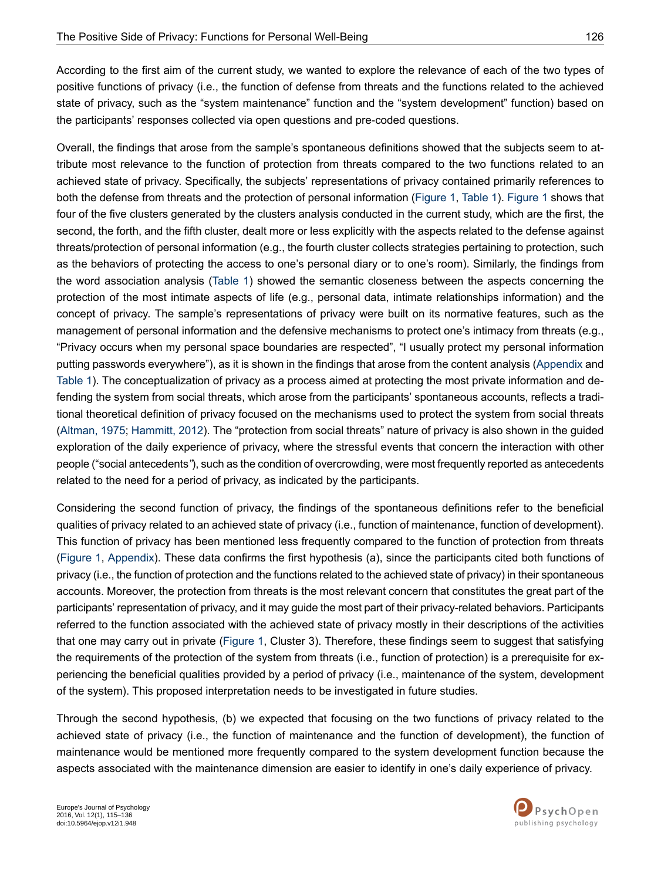According to the first aim of the current study, we wanted to explore the relevance of each of the two types of positive functions of privacy (i.e., the function of defense from threats and the functions related to the achieved state of privacy, such as the "system maintenance" function and the "system development" function) based on the participants' responses collected via open questions and pre-coded questions.

Overall, the findings that arose from the sample's spontaneous definitions showed that the subjects seem to attribute most relevance to the function of protection from threats compared to the two functions related to an achieved state of privacy. Specifically, the subjects' representations of privacy contained primarily references to both the defense from threats and the protection of personal information (Figure 1, Table 1). Figure 1 shows that four of the five clusters generated by the clusters analysis conducted in the current study, which are the first, the second, the forth, and the fifth cluster, dealt more or less explicitly with the aspects related to the defense against threats/protection of personal information (e.g., the fourth cluster collects strategies pertaining to protection, such as the behaviors of protecting the access to one's personal diary or to one's room). Similarly, the findings from the word association analysis (Table 1) showed the semantic closeness between the aspects concerning the protection of the most intimate aspects of life (e.g., personal data, intimate relationships information) and the concept of privacy. The sample's representations of privacy were built on its normative features, such as the management of personal information and the defensive mechanisms to protect one's intimacy from threats (e.g., "Privacy occurs when my personal space boundaries are respected", "I usually protect my personal information putting passwords everywhere"), as it is shown in the findings that arose from the content analysis (Appendix and Table 1). The conceptualization of privacy as a process aimed at protecting the most private information and defending the system from social threats, which arose from the participants' spontaneous accounts, reflects a traditional theoretical definition of privacy focused on the mechanisms used to protect the system from social threats (Altman, 1975; Hammitt, 2012). The "protection from social threats" nature of privacy is also shown in the guided exploration of the daily experience of privacy, where the stressful events that concern the interaction with other people ("social antecedents"), such as the condition of overcrowding, were most frequently reported as antecedents related to the need for a period of privacy, as indicated by the participants.

Considering the second function of privacy, the findings of the spontaneous definitions refer to the beneficial qualities of privacy related to an achieved state of privacy (i.e., function of maintenance, function of development). This function of privacy has been mentioned less frequently compared to the function of protection from threats (Figure 1, Appendix). These data confirms the first hypothesis (a), since the participants cited both functions of privacy (i.e., the function of protection and the functions related to the achieved state of privacy) in their spontaneous accounts. Moreover, the protection from threats is the most relevant concern that constitutes the great part of the participants' representation of privacy, and it may guide the most part of their privacy-related behaviors. Participants referred to the function associated with the achieved state of privacy mostly in their descriptions of the activities that one may carry out in private (Figure 1, Cluster 3). Therefore, these findings seem to suggest that satisfying the requirements of the protection of the system from threats (i.e., function of protection) is a prerequisite for experiencing the beneficial qualities provided by a period of privacy (i.e., maintenance of the system, development of the system). This proposed interpretation needs to be investigated in future studies.

Through the second hypothesis, (b) we expected that focusing on the two functions of privacy related to the achieved state of privacy (i.e., the function of maintenance and the function of development), the function of maintenance would be mentioned more frequently compared to the system development function because the aspects associated with the maintenance dimension are easier to identify in one's daily experience of privacy.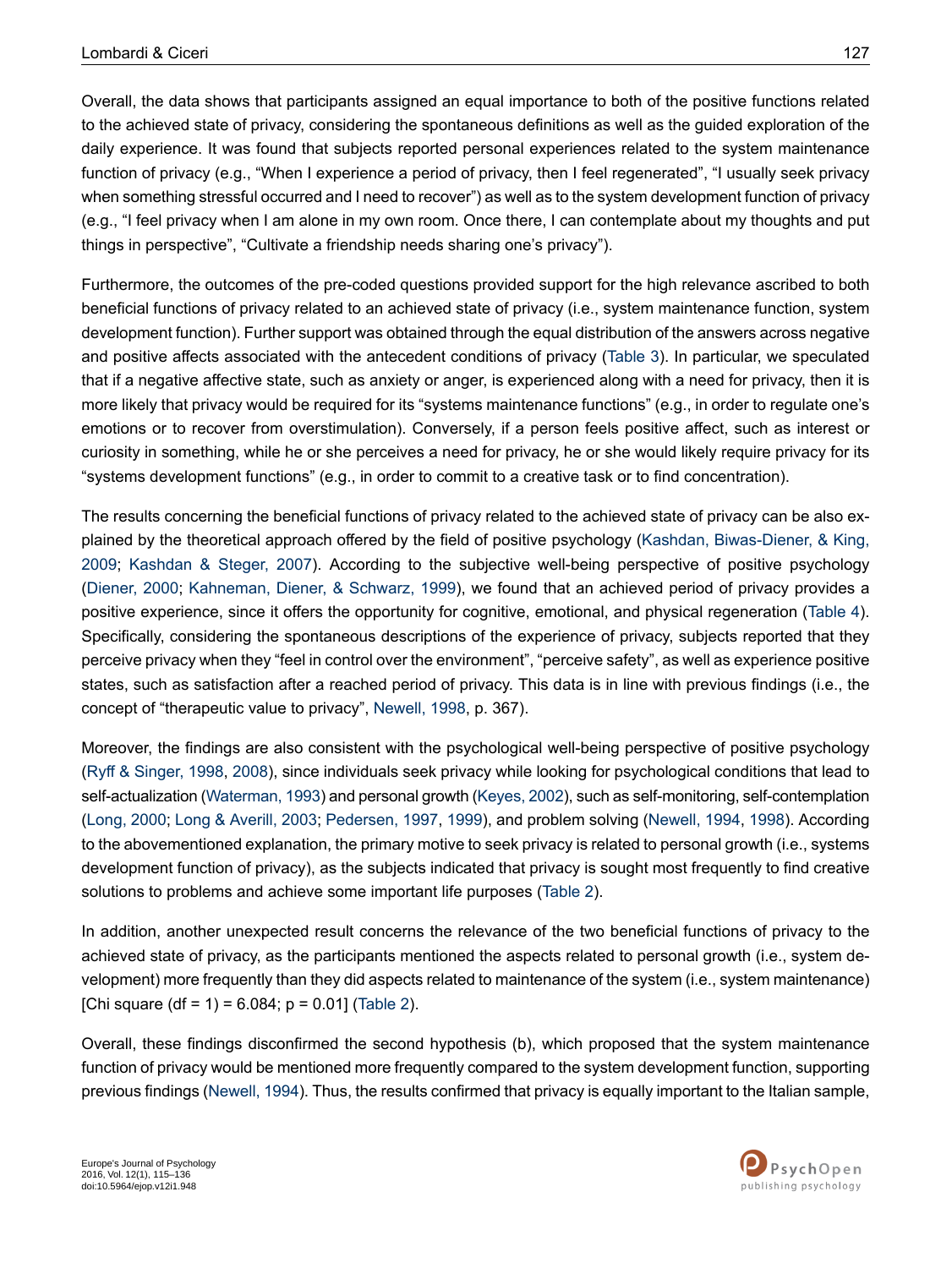Overall, the data shows that participants assigned an equal importance to both of the positive functions related to the achieved state of privacy, considering the spontaneous definitions as well as the guided exploration of the daily experience. It was found that subjects reported personal experiences related to the system maintenance function of privacy (e.g., "When I experience a period of privacy, then I feel regenerated", "I usually seek privacy when something stressful occurred and I need to recover") as well as to the system development function of privacy (e.g., "I feel privacy when I am alone in my own room. Once there, I can contemplate about my thoughts and put things in perspective", "Cultivate a friendship needs sharing one's privacy").

Furthermore, the outcomes of the pre-coded questions provided support for the high relevance ascribed to both beneficial functions of privacy related to an achieved state of privacy (i.e., system maintenance function, system development function). Further support was obtained through the equal distribution of the answers across negative and positive affects associated with the antecedent conditions of privacy (Table 3). In particular, we speculated that if a negative affective state, such as anxiety or anger, is experienced along with a need for privacy, then it is more likely that privacy would be required for its "systems maintenance functions" (e.g., in order to regulate one's emotions or to recover from overstimulation). Conversely, if a person feels positive affect, such as interest or curiosity in something, while he or she perceives a need for privacy, he or she would likely require privacy for its "systems development functions" (e.g., in order to commit to a creative task or to find concentration).

The results concerning the beneficial functions of privacy related to the achieved state of privacy can be also explained by the theoretical approach offered by the field of positive psychology (Kashdan, Biwas-Diener, & King, 2009; Kashdan & Steger, 2007). According to the subjective well-being perspective of positive psychology (Diener, 2000; Kahneman, Diener, & Schwarz, 1999), we found that an achieved period of privacy provides a positive experience, since it offers the opportunity for cognitive, emotional, and physical regeneration (Table 4). Specifically, considering the spontaneous descriptions of the experience of privacy, subjects reported that they perceive privacy when they "feel in control over the environment", "perceive safety", as well as experience positive states, such as satisfaction after a reached period of privacy. This data is in line with previous findings (i.e., the concept of "therapeutic value to privacy", Newell, 1998, p. 367).

Moreover, the findings are also consistent with the psychological well-being perspective of positive psychology (Ryff & Singer, 1998, 2008), since individuals seek privacy while looking for psychological conditions that lead to self-actualization (Waterman, 1993) and personal growth (Keyes, 2002), such as self-monitoring, self-contemplation (Long, 2000; Long & Averill, 2003; Pedersen, 1997, 1999), and problem solving (Newell, 1994, 1998). According to the abovementioned explanation, the primary motive to seek privacy is related to personal growth (i.e., systems development function of privacy), as the subjects indicated that privacy is sought most frequently to find creative solutions to problems and achieve some important life purposes (Table 2).

In addition, another unexpected result concerns the relevance of the two beneficial functions of privacy to the achieved state of privacy, as the participants mentioned the aspects related to personal growth (i.e., system development) more frequently than they did aspects related to maintenance of the system (i.e., system maintenance) [Chi square (df = 1) = 6.084; p = 0.01] (Table 2).

Overall, these findings disconfirmed the second hypothesis (b), which proposed that the system maintenance function of privacy would be mentioned more frequently compared to the system development function, supporting previous findings (Newell, 1994). Thus, the results confirmed that privacy is equally important to the Italian sample,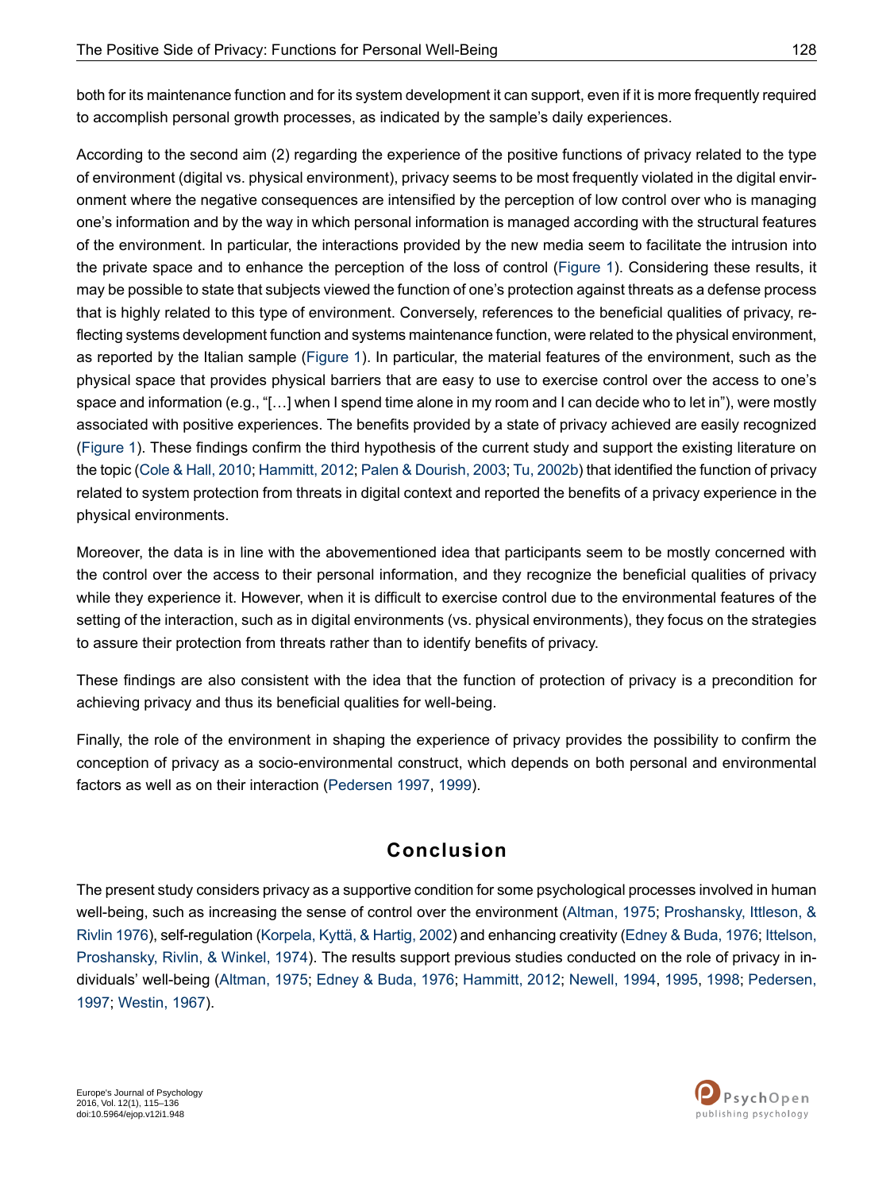both for its maintenance function and for its system development it can support, even if it is more frequently required to accomplish personal growth processes, as indicated by the sample's daily experiences.

According to the second aim (2) regarding the experience of the positive functions of privacy related to the type of environment (digital vs. physical environment), privacy seems to be most frequently violated in the digital environment where the negative consequences are intensified by the perception of low control over who is managing one's information and by the way in which personal information is managed according with the structural features of the environment. In particular, the interactions provided by the new media seem to facilitate the intrusion into the private space and to enhance the perception of the loss of control (Figure 1). Considering these results, it may be possible to state that subjects viewed the function of one's protection against threats as a defense process that is highly related to this type of environment. Conversely, references to the beneficial qualities of privacy, reflecting systems development function and systems maintenance function, were related to the physical environment, as reported by the Italian sample (Figure 1). In particular, the material features of the environment, such as the physical space that provides physical barriers that are easy to use to exercise control over the access to one's space and information (e.g., "[…] when I spend time alone in my room and I can decide who to let in"), were mostly associated with positive experiences. The benefits provided by a state of privacy achieved are easily recognized (Figure 1). These findings confirm the third hypothesis of the current study and support the existing literature on the topic (Cole & Hall, 2010; Hammitt, 2012; Palen & Dourish, 2003; Tu, 2002b) that identified the function of privacy related to system protection from threats in digital context and reported the benefits of a privacy experience in the physical environments.

Moreover, the data is in line with the abovementioned idea that participants seem to be mostly concerned with the control over the access to their personal information, and they recognize the beneficial qualities of privacy while they experience it. However, when it is difficult to exercise control due to the environmental features of the setting of the interaction, such as in digital environments (vs. physical environments), they focus on the strategies to assure their protection from threats rather than to identify benefits of privacy.

These findings are also consistent with the idea that the function of protection of privacy is a precondition for achieving privacy and thus its beneficial qualities for well-being.

Finally, the role of the environment in shaping the experience of privacy provides the possibility to confirm the conception of privacy as a socio-environmental construct, which depends on both personal and environmental factors as well as on their interaction (Pedersen 1997, 1999).

## Conclusion

The present study considers privacy as a supportive condition for some psychological processes involved in human well-being, such as increasing the sense of control over the environment (Altman, 1975; Proshansky, Ittleson, & Rivlin 1976), self-regulation (Korpela, Kyttä, & Hartig, 2002) and enhancing creativity (Edney & Buda, 1976; Ittelson, Proshansky, Rivlin, & Winkel, 1974). The results support previous studies conducted on the role of privacy in individuals' well-being (Altman, 1975; Edney & Buda, 1976; Hammitt, 2012; Newell, 1994, 1995, 1998; Pedersen, 1997; Westin, 1967).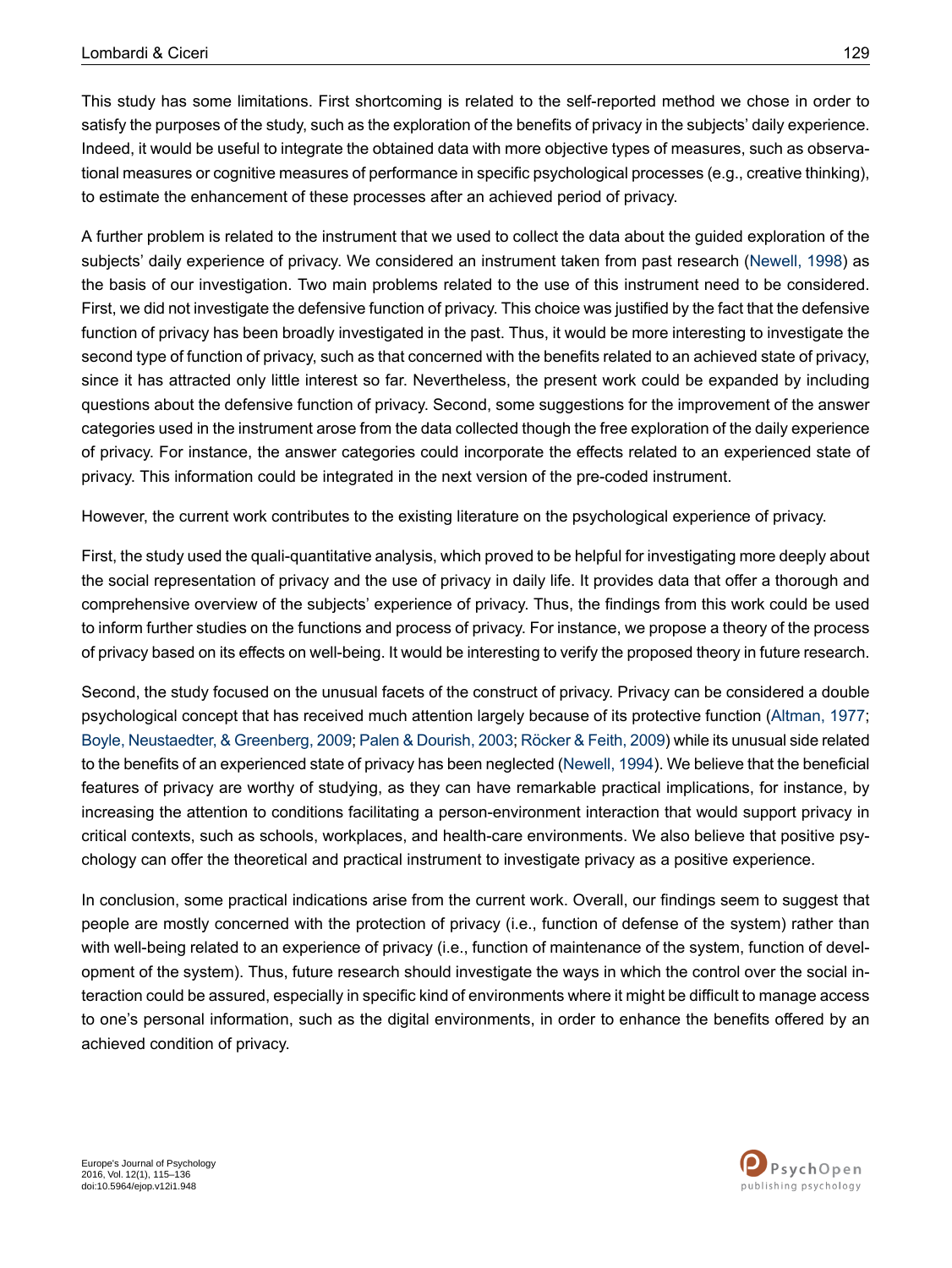This study has some limitations. First shortcoming is related to the self-reported method we chose in order to satisfy the purposes of the study, such as the exploration of the benefits of privacy in the subjects' daily experience. Indeed, it would be useful to integrate the obtained data with more objective types of measures, such as observational measures or cognitive measures of performance in specific psychological processes (e.g., creative thinking), to estimate the enhancement of these processes after an achieved period of privacy.

A further problem is related to the instrument that we used to collect the data about the guided exploration of the subjects' daily experience of privacy. We considered an instrument taken from past research (Newell, 1998) as the basis of our investigation. Two main problems related to the use of this instrument need to be considered. First, we did not investigate the defensive function of privacy. This choice was justified by the fact that the defensive function of privacy has been broadly investigated in the past. Thus, it would be more interesting to investigate the second type of function of privacy, such as that concerned with the benefits related to an achieved state of privacy, since it has attracted only little interest so far. Nevertheless, the present work could be expanded by including questions about the defensive function of privacy. Second, some suggestions for the improvement of the answer categories used in the instrument arose from the data collected though the free exploration of the daily experience of privacy. For instance, the answer categories could incorporate the effects related to an experienced state of privacy. This information could be integrated in the next version of the pre-coded instrument.

However, the current work contributes to the existing literature on the psychological experience of privacy.

First, the study used the quali-quantitative analysis, which proved to be helpful for investigating more deeply about the social representation of privacy and the use of privacy in daily life. It provides data that offer a thorough and comprehensive overview of the subjects' experience of privacy. Thus, the findings from this work could be used to inform further studies on the functions and process of privacy. For instance, we propose a theory of the process of privacy based on its effects on well-being. It would be interesting to verify the proposed theory in future research.

Second, the study focused on the unusual facets of the construct of privacy. Privacy can be considered a double psychological concept that has received much attention largely because of its protective function (Altman, 1977; Boyle, Neustaedter, & Greenberg, 2009; Palen & Dourish, 2003; Röcker & Feith, 2009) while its unusual side related to the benefits of an experienced state of privacy has been neglected (Newell, 1994). We believe that the beneficial features of privacy are worthy of studying, as they can have remarkable practical implications, for instance, by increasing the attention to conditions facilitating a person-environment interaction that would support privacy in critical contexts, such as schools, workplaces, and health-care environments. We also believe that positive psychology can offer the theoretical and practical instrument to investigate privacy as a positive experience.

In conclusion, some practical indications arise from the current work. Overall, our findings seem to suggest that people are mostly concerned with the protection of privacy (i.e., function of defense of the system) rather than with well-being related to an experience of privacy (i.e., function of maintenance of the system, function of development of the system). Thus, future research should investigate the ways in which the control over the social interaction could be assured, especially in specific kind of environments where it might be difficult to manage access to one's personal information, such as the digital environments, in order to enhance the benefits offered by an achieved condition of privacy.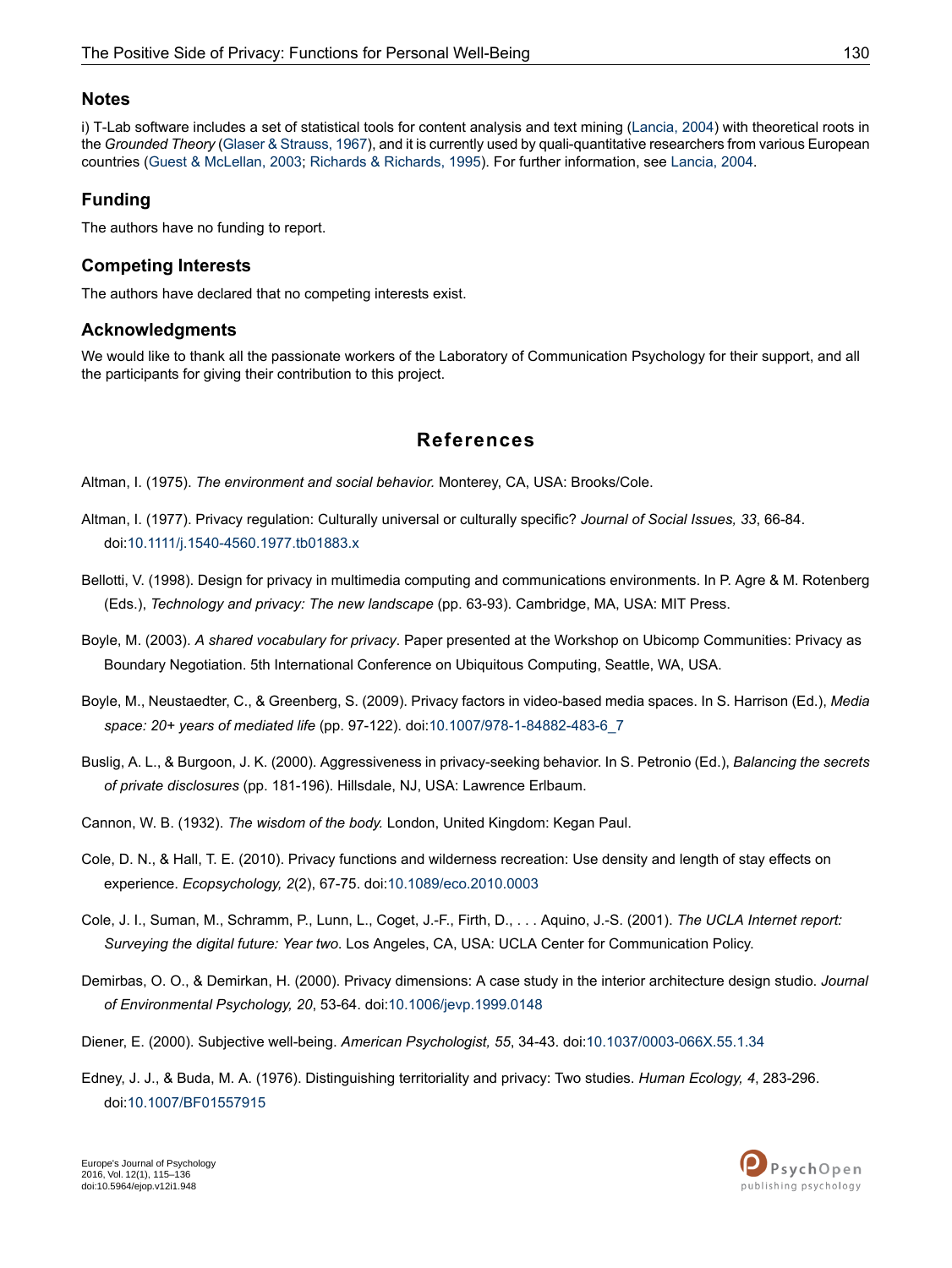## Notes

i) T-Lab software includes a set of statistical tools for content analysis and text mining (Lancia, 2004) with theoretical roots in the *Grounded Theory* (Glaser & Strauss, 1967), and it is currently used by quali-quantitative researchers from various European countries (Guest & McLellan, 2003; Richards & Richards, 1995). For further information, see Lancia, 2004.

## Funding

The authors have no funding to report.

## Competing Interests

The authors have declared that no competing interests exist.

## Acknowledgments

We would like to thank all the passionate workers of the Laboratory of Communication Psychology for their support, and all the participants for giving their contribution to this project.

# References

Altman, I. (1975). *The environment and social behavior.* Monterey, CA, USA: Brooks/Cole.

Altman, I. (1977). Privacy regulation: Culturally universal or culturally specific? *Journal of Social Issues, 33*, 66-84. doi:10.1111/j.1540-4560.1977.tb01883.x

Bellotti, V. (1998). Design for privacy in multimedia computing and communications environments. In P. Agre & M. Rotenberg (Eds.), *Technology and privacy: The new landscape* (pp. 63-93). Cambridge, MA, USA: MIT Press.

Boyle, M. (2003). *A shared vocabulary for privacy*. Paper presented at the Workshop on Ubicomp Communities: Privacy as Boundary Negotiation. 5th International Conference on Ubiquitous Computing, Seattle, WA, USA.

Boyle, M., Neustaedter, C., & Greenberg, S. (2009). Privacy factors in video-based media spaces. In S. Harrison (Ed.), *Media space: 20+ years of mediated life* (pp. 97-122). doi:10.1007/978-1-84882-483-6_7

Buslig, A. L., & Burgoon, J. K. (2000). Aggressiveness in privacy-seeking behavior. In S. Petronio (Ed.), *Balancing the secrets of private disclosures* (pp. 181-196). Hillsdale, NJ, USA: Lawrence Erlbaum.

Cannon, W. B. (1932). *The wisdom of the body.* London, United Kingdom: Kegan Paul.

Cole, D. N., & Hall, T. E. (2010). Privacy functions and wilderness recreation: Use density and length of stay effects on experience. *Ecopsychology, 2*(2), 67-75. doi:10.1089/eco.2010.0003

Cole, J. I., Suman, M., Schramm, P., Lunn, L., Coget, J.-F., Firth, D., . . . Aquino, J.-S. (2001). *The UCLA Internet report: Surveying the digital future: Year two.* Los Angeles, CA, USA: UCLA Center for Communication Policy.

Demirbas, O. O., & Demirkan, H. (2000). Privacy dimensions: A case study in the interior architecture design studio. *Journal of Environmental Psychology, 20*, 53-64. doi:10.1006/jevp.1999.0148

Diener, E. (2000). Subjective well-being. *American Psychologist, 55*, 34-43. doi:10.1037/0003-066X.55.1.34

Edney, J. J., & Buda, M. A. (1976). Distinguishing territoriality and privacy: Two studies. *Human Ecology, 4*, 283-296. doi:10.1007/BF01557915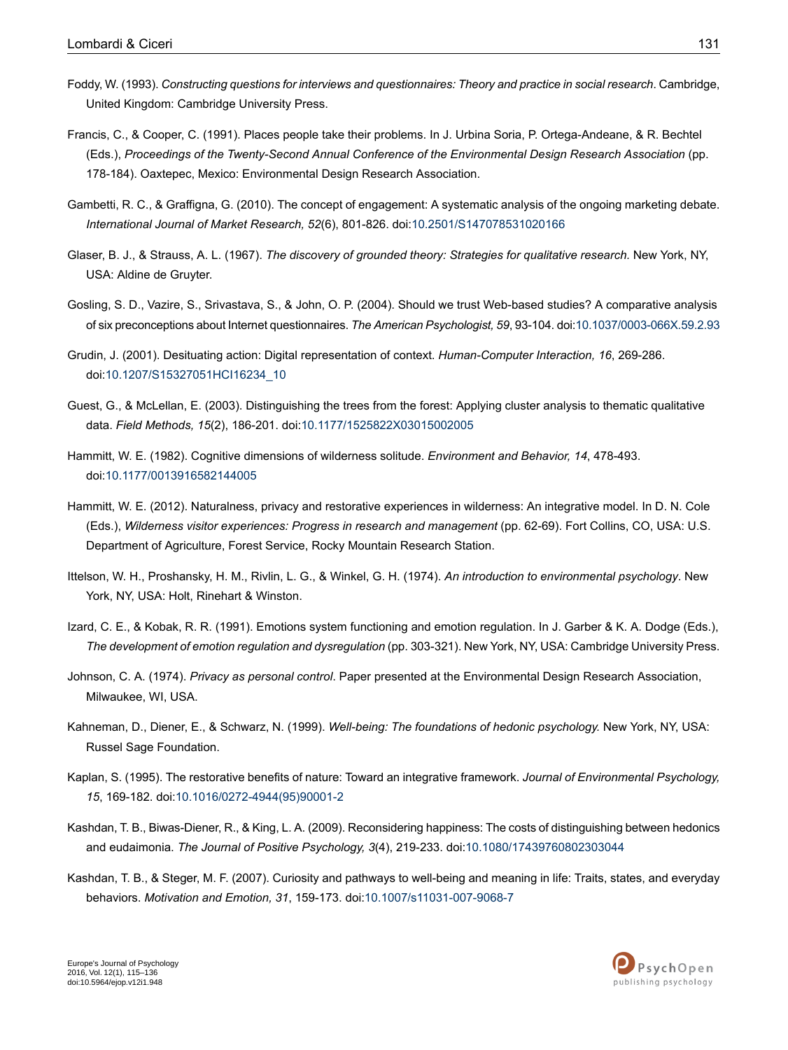Foddy, W. (1993). *Constructing questions for interviews and questionnaires: Theory and practice in social research*. Cambridge, United Kingdom: Cambridge University Press.

Francis, C., & Cooper, C. (1991). Places people take their problems. In J. Urbina Soria, P. Ortega-Andeane, & R. Bechtel (Eds.), *Proceedings of the Twenty-Second Annual Conference of the Environmental Design Research Association* (pp. 178-184). Oaxtepec, Mexico: Environmental Design Research Association.

Gambetti, R. C., & Graffigna, G. (2010). The concept of engagement: A systematic analysis of the ongoing marketing debate. *International Journal of Market Research, 52*(6), 801-826. doi:10.2501/S147078531020166

Glaser, B. J., & Strauss, A. L. (1967). *The discovery of grounded theory: Strategies for qualitative research.* New York, NY, USA: Aldine de Gruyter.

Gosling, S. D., Vazire, S., Srivastava, S., & John, O. P. (2004). Should we trust Web-based studies? A comparative analysis of six preconceptions about Internet questionnaires. *The American Psychologist, 59*, 93-104. doi:10.1037/0003-066X.59.2.93

Grudin, J. (2001). Desituating action: Digital representation of context. *Human-Computer Interaction, 16*, 269-286. doi:10.1207/S15327051HCI16234_10

Guest, G., & McLellan, E. (2003). Distinguishing the trees from the forest: Applying cluster analysis to thematic qualitative data. *Field Methods, 15*(2), 186-201. doi:10.1177/1525822X03015002005

Hammitt, W. E. (1982). Cognitive dimensions of wilderness solitude. *Environment and Behavior, 14*, 478-493. doi:10.1177/0013916582144005

Hammitt, W. E. (2012). Naturalness, privacy and restorative experiences in wilderness: An integrative model. In D. N. Cole (Eds.), *Wilderness visitor experiences: Progress in research and management* (pp. 62-69). Fort Collins, CO, USA: U.S. Department of Agriculture, Forest Service, Rocky Mountain Research Station.

Ittelson, W. H., Proshansky, H. M., Rivlin, L. G., & Winkel, G. H. (1974). *An introduction to environmental psychology*. New York, NY, USA: Holt, Rinehart & Winston.

Izard, C. E., & Kobak, R. R. (1991). Emotions system functioning and emotion regulation. In J. Garber & K. A. Dodge (Eds.), *The development of emotion regulation and dysregulation* (pp. 303-321). New York, NY, USA: Cambridge University Press.

Johnson, C. A. (1974). *Privacy as personal control*. Paper presented at the Environmental Design Research Association, Milwaukee, WI, USA.

Kahneman, D., Diener, E., & Schwarz, N. (1999). *Well-being: The foundations of hedonic psychology.* New York, NY, USA: Russel Sage Foundation.

Kaplan, S. (1995). The restorative benefits of nature: Toward an integrative framework. *Journal of Environmental Psychology, 15*, 169-182. doi:10.1016/0272-4944(95)90001-2

Kashdan, T. B., Biwas-Diener, R., & King, L. A. (2009). Reconsidering happiness: The costs of distinguishing between hedonics and eudaimonia. *The Journal of Positive Psychology, 3*(4), 219-233. doi:10.1080/17439760802303044

Kashdan, T. B., & Steger, M. F. (2007). Curiosity and pathways to well-being and meaning in life: Traits, states, and everyday behaviors. *Motivation and Emotion, 31*, 159-173. doi:10.1007/s11031-007-9068-7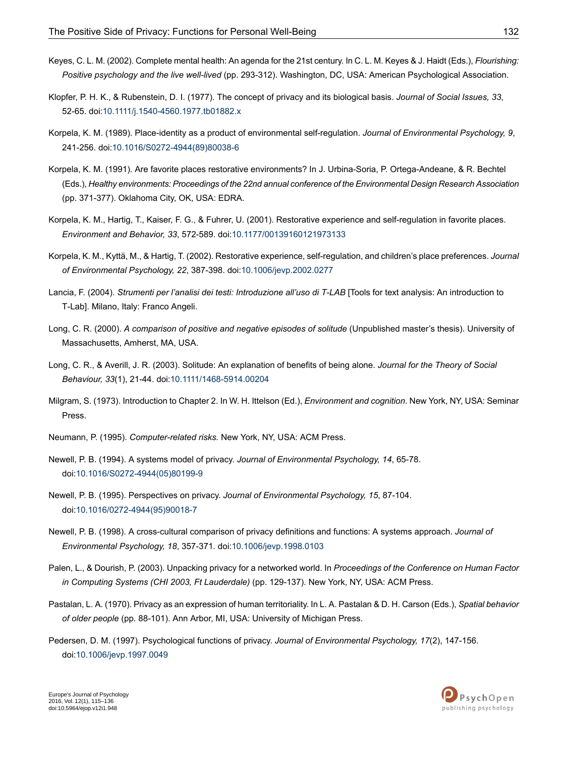Keyes, C. L. M. (2002). Complete mental health: An agenda for the 21st century. In C. L. M. Keyes & J. Haidt (Eds.), *Flourishing: Positive psychology and the live well-lived* (pp. 293-312). Washington, DC, USA: American Psychological Association.

Klopfer, P. H. K., & Rubenstein, D. I. (1977). The concept of privacy and its biological basis. *Journal of Social Issues, 33*, 52-65. doi:10.1111/j.1540-4560.1977.tb01882.x

Korpela, K. M. (1989). Place-identity as a product of environmental self-regulation. *Journal of Environmental Psychology, 9*, 241-256. doi:10.1016/S0272-4944(89)80038-6

Korpela, K. M. (1991). Are favorite places restorative environments? In J. Urbina-Soria, P. Ortega-Andeane, & R. Bechtel (Eds.), *Healthy environments: Proceedings of the 22nd annual conference of the Environmental Design Research Association* (pp. 371-377). Oklahoma City, OK, USA: EDRA.

Korpela, K. M., Hartig, T., Kaiser, F. G., & Fuhrer, U. (2001). Restorative experience and self-regulation in favorite places. *Environment and Behavior, 33*, 572-589. doi:10.1177/00139160121973133

Korpela, K. M., Kyttä, M., & Hartig, T. (2002). Restorative experience, self-regulation, and children's place preferences. *Journal of Environmental Psychology, 22*, 387-398. doi:10.1006/jevp.2002.0277

Lancia, F. (2004). *Strumenti per l'analisi dei testi: Introduzione all'uso di T-LAB* [Tools for text analysis: An introduction to T-Lab]. Milano, Italy: Franco Angeli.

Long, C. R. (2000). *A comparison of positive and negative episodes of solitude* (Unpublished master's thesis). University of Massachusetts, Amherst, MA, USA.

Long, C. R., & Averill, J. R. (2003). Solitude: An explanation of benefits of being alone. *Journal for the Theory of Social Behaviour, 33*(1), 21-44. doi:10.1111/1468-5914.00204

Milgram, S. (1973). Introduction to Chapter 2. In W. H. Ittelson (Ed.), *Environment and cognition*. New York, NY, USA: Seminar Press.

Neumann, P. (1995). *Computer-related risks.* New York, NY, USA: ACM Press.

Newell, P. B. (1994). A systems model of privacy. *Journal of Environmental Psychology, 14*, 65-78. doi:10.1016/S0272-4944(05)80199-9

Newell, P. B. (1995). Perspectives on privacy. *Journal of Environmental Psychology, 15*, 87-104. doi:10.1016/0272-4944(95)90018-7

Newell, P. B. (1998). A cross-cultural comparison of privacy definitions and functions: A systems approach. *Journal of Environmental Psychology, 18*, 357-371. doi:10.1006/jevp.1998.0103

Palen, L., & Dourish, P. (2003). Unpacking privacy for a networked world. In *Proceedings of the Conference on Human Factor in Computing Systems (CHI 2003, Ft Lauderdale)* (pp. 129-137). New York, NY, USA: ACM Press.

Pastalan, L. A. (1970). Privacy as an expression of human territoriality. In L. A. Pastalan & D. H. Carson (Eds.), *Spatial behavior of older people* (pp. 88-101). Ann Arbor, MI, USA: University of Michigan Press.

Pedersen, D. M. (1997). Psychological functions of privacy. *Journal of Environmental Psychology, 17*(2), 147-156. doi:10.1006/jevp.1997.0049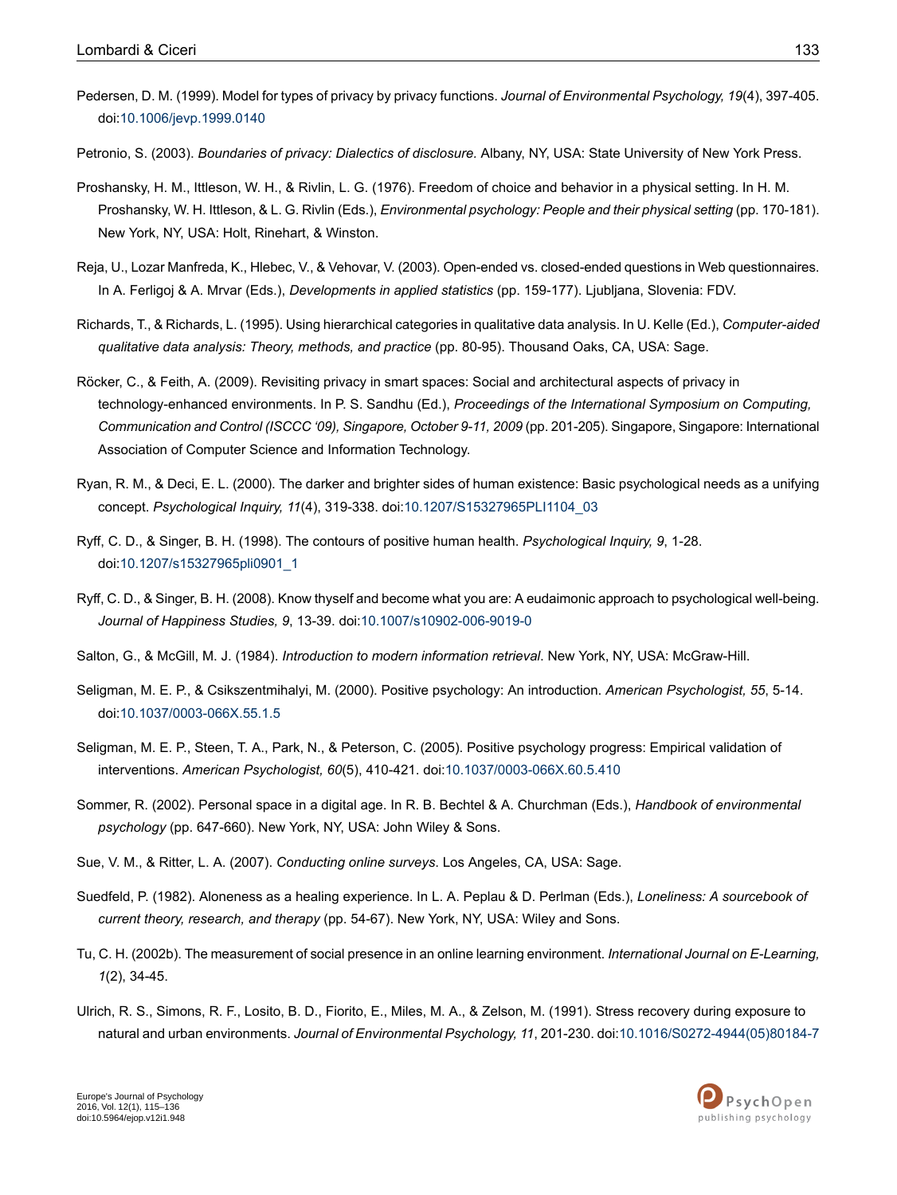Pedersen, D. M. (1999). Model for types of privacy by privacy functions. *Journal of Environmental Psychology, 19*(4), 397-405. doi:10.1006/jevp.1999.0140

Petronio, S. (2003). *Boundaries of privacy: Dialectics of disclosure.* Albany, NY, USA: State University of New York Press.

Proshansky, H. M., Ittleson, W. H., & Rivlin, L. G. (1976). Freedom of choice and behavior in a physical setting. In H. M. Proshansky, W. H. Ittleson, & L. G. Rivlin (Eds.), *Environmental psychology: People and their physical setting* (pp. 170-181). New York, NY, USA: Holt, Rinehart, & Winston.

Reja, U., Lozar Manfreda, K., Hlebec, V., & Vehovar, V. (2003). Open-ended vs. closed-ended questions in Web questionnaires. In A. Ferligoj & A. Mrvar (Eds.), *Developments in applied statistics* (pp. 159-177). Ljubljana, Slovenia: FDV.

Richards, T., & Richards, L. (1995). Using hierarchical categories in qualitative data analysis. In U. Kelle (Ed.), *Computer-aided qualitative data analysis: Theory, methods, and practice* (pp. 80-95). Thousand Oaks, CA, USA: Sage.

Röcker, C., & Feith, A. (2009). Revisiting privacy in smart spaces: Social and architectural aspects of privacy in technology-enhanced environments. In P. S. Sandhu (Ed.), *Proceedings of the International Symposium on Computing, Communication and Control (ISCCC '09), Singapore, October 9-11, 2009* (pp. 201-205). Singapore, Singapore: International Association of Computer Science and Information Technology.

Ryan, R. M., & Deci, E. L. (2000). The darker and brighter sides of human existence: Basic psychological needs as a unifying concept. *Psychological Inquiry, 11*(4), 319-338. doi:10.1207/S15327965PLI1104_03

Ryff, C. D., & Singer, B. H. (1998). The contours of positive human health. *Psychological Inquiry, 9*, 1-28. doi:10.1207/s15327965pli0901_1

Ryff, C. D., & Singer, B. H. (2008). Know thyself and become what you are: A eudaimonic approach to psychological well-being. *Journal of Happiness Studies, 9*, 13-39. doi:10.1007/s10902-006-9019-0

Salton, G., & McGill, M. J. (1984). *Introduction to modern information retrieval*. New York, NY, USA: McGraw-Hill.

Seligman, M. E. P., & Csikszentmihalyi, M. (2000). Positive psychology: An introduction. *American Psychologist, 55*, 5-14. doi:10.1037/0003-066X.55.1.5

Seligman, M. E. P., Steen, T. A., Park, N., & Peterson, C. (2005). Positive psychology progress: Empirical validation of interventions. *American Psychologist, 60*(5), 410-421. doi:10.1037/0003-066X.60.5.410

Sommer, R. (2002). Personal space in a digital age. In R. B. Bechtel & A. Churchman (Eds.), *Handbook of environmental psychology* (pp. 647-660). New York, NY, USA: John Wiley & Sons.

Sue, V. M., & Ritter, L. A. (2007). *Conducting online surveys*. Los Angeles, CA, USA: Sage.

Suedfeld, P. (1982). Aloneness as a healing experience. In L. A. Peplau & D. Perlman (Eds.), *Loneliness: A sourcebook of current theory, research, and therapy* (pp. 54-67). New York, NY, USA: Wiley and Sons.

Tu, C. H. (2002b). The measurement of social presence in an online learning environment. *International Journal on E-Learning, 1*(2), 34-45.

Ulrich, R. S., Simons, R. F., Losito, B. D., Fiorito, E., Miles, M. A., & Zelson, M. (1991). Stress recovery during exposure to natural and urban environments. *Journal of Environmental Psychology, 11*, 201-230. doi:10.1016/S0272-4944(05)80184-7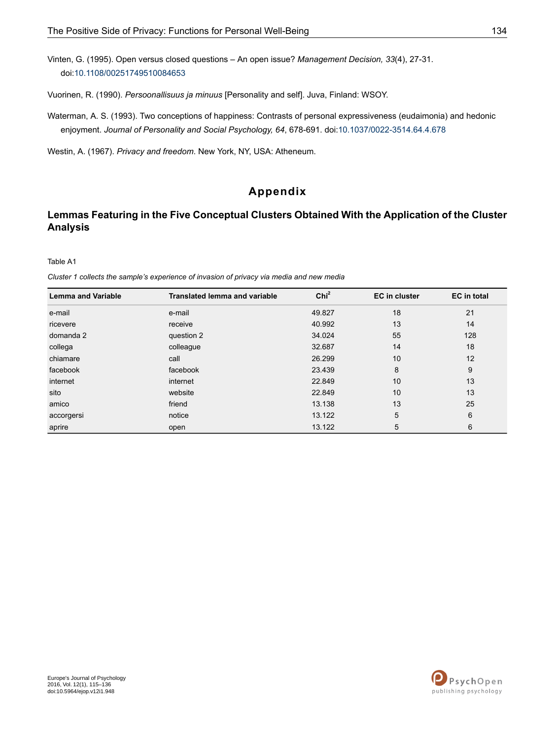Vinten, G. (1995). Open versus closed questions – An open issue? *Management Decision, 33*(4), 27-31. doi:10.1108/00251749510084653

Vuorinen, R. (1990). *Persoonallisuus ja minuus* [Personality and self]. Juva, Finland: WSOY.

Waterman, A. S. (1993). Two conceptions of happiness: Contrasts of personal expressiveness (eudaimonia) and hedonic enjoyment. *Journal of Personality and Social Psychology, 64*, 678-691. doi:10.1037/0022-3514.64.4.678

Westin, A. (1967). *Privacy and freedom*. New York, NY, USA: Atheneum.

# Appendix

## Lemmas Featuring in the Five Conceptual Clusters Obtained With the Application of the Cluster Analysis

Table A1

*Cluster 1 collects the sample's experience of invasion of privacy via media and new media*

| Lemma and Variable | Translated lemma and variable | $Chi^2$ | EC in cluster | EC in total |
|---|---|---|---|---|
| e-mail | e-mail | 49.827 | 18 | 21 |
| ricevere | receive | 40.992 | 13 | 14 |
| domanda 2 | question 2 | 34.024 | 55 | 128 |
| collega | colleague | 32.687 | 14 | 18 |
| chiamare | call | 26.299 | 10 | 12 |
| facebook | facebook | 23.439 | 8 | 9 |
| internet | internet | 22.849 | 10 | 13 |
| sito | website | 22.849 | 10 | 13 |
| amico | friend | 13.138 | 13 | 25 |
| accorgersi | notice | 13.122 | 5 | 6 |
| aprire | open | 13.122 | 5 | 6 |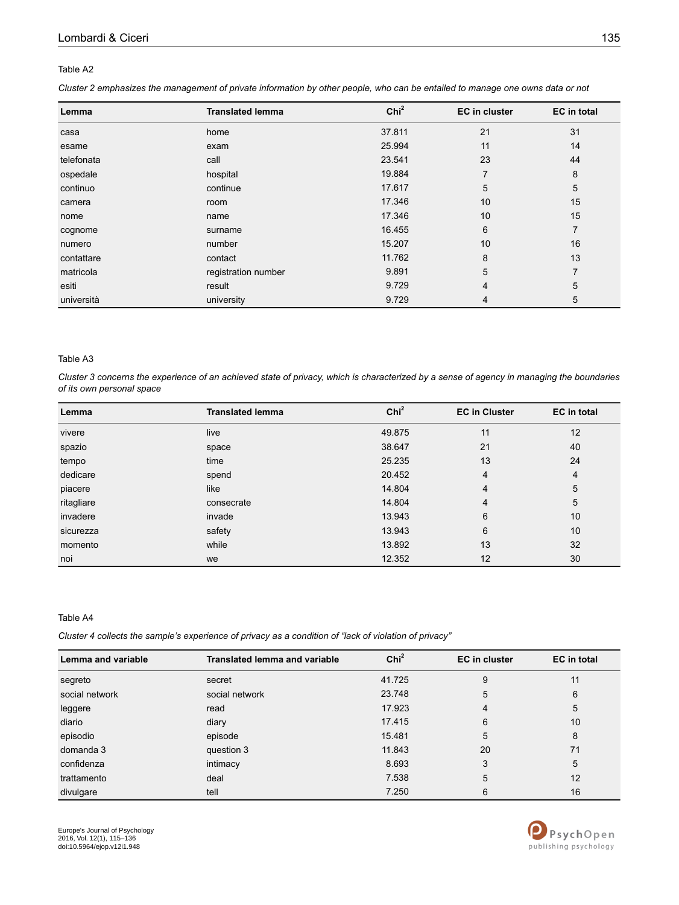Table A2

*Cluster 2 emphasizes the management of private information by other people, who can be entailed to manage one owns data or not*

| Lemma | Translated lemma | $Chi^2$ | EC in cluster | EC in total |
|---|---|---|---|---|
| casa | home | 37.811 | 21 | 31 |
| esame | exam | 25.994 | 11 | 14 |
| telefonata | call | 23.541 | 23 | 44 |
| ospedale | hospital | 19.884 | 7 | 8 |
| continuo | continue | 17.617 | 5 | 5 |
| camera | room | 17.346 | 10 | 15 |
| nome | name | 17.346 | 10 | 15 |
| cognome | surname | 16.455 | 6 | 7 |
| numero | number | 15.207 | 10 | 16 |
| contattare | contact | 11.762 | 8 | 13 |
| matricola | registration number | 9.891 | 5 | 7 |
| esiti | result | 9.729 | 4 | 5 |
| università | university | 9.729 | 4 | 5 |

Table A3

*Cluster 3 concerns the experience of an achieved state of privacy, which is characterized by a sense of agency in managing the boundaries of its own personal space*

| Lemma | Translated lemma | $Chi^2$ | EC in Cluster | EC in total |
|---|---|---|---|---|
| vivere | live | 49.875 | 11 | 12 |
| spazio | space | 38.647 | 21 | 40 |
| tempo | time | 25.235 | 13 | 24 |
| dedicare | spend | 20.452 | 4 | 4 |
| piacere | like | 14.804 | 4 | 5 |
| ritagliare | consecrate | 14.804 | 4 | 5 |
| invadere | invade | 13.943 | 6 | 10 |
| sicurezza | safety | 13.943 | 6 | 10 |
| momento | while | 13.892 | 13 | 32 |
| noi | we | 12.352 | 12 | 30 |

Table A4

*Cluster 4 collects the sample's experience of privacy as a condition of "lack of violation of privacy"*

| Lemma and variable | Translated lemma and variable | $Chi^2$ | EC in cluster | EC in total |
|---|---|---|---|---|
| segreto | secret | 41.725 | 9 | 11 |
| social network | social network | 23.748 | 5 | 6 |
| leggere | read | 17.923 | 4 | 5 |
| diario | diary | 17.415 | 6 | 10 |
| episodio | episode | 15.481 | 5 | 8 |
| domanda 3 | question 3 | 11.843 | 20 | 71 |
| confidenza | intimacy | 8.693 | 3 | 5 |
| trattamento | deal | 7.538 | 5 | 12 |
| divulgare | tell | 7.250 | 6 | 16 |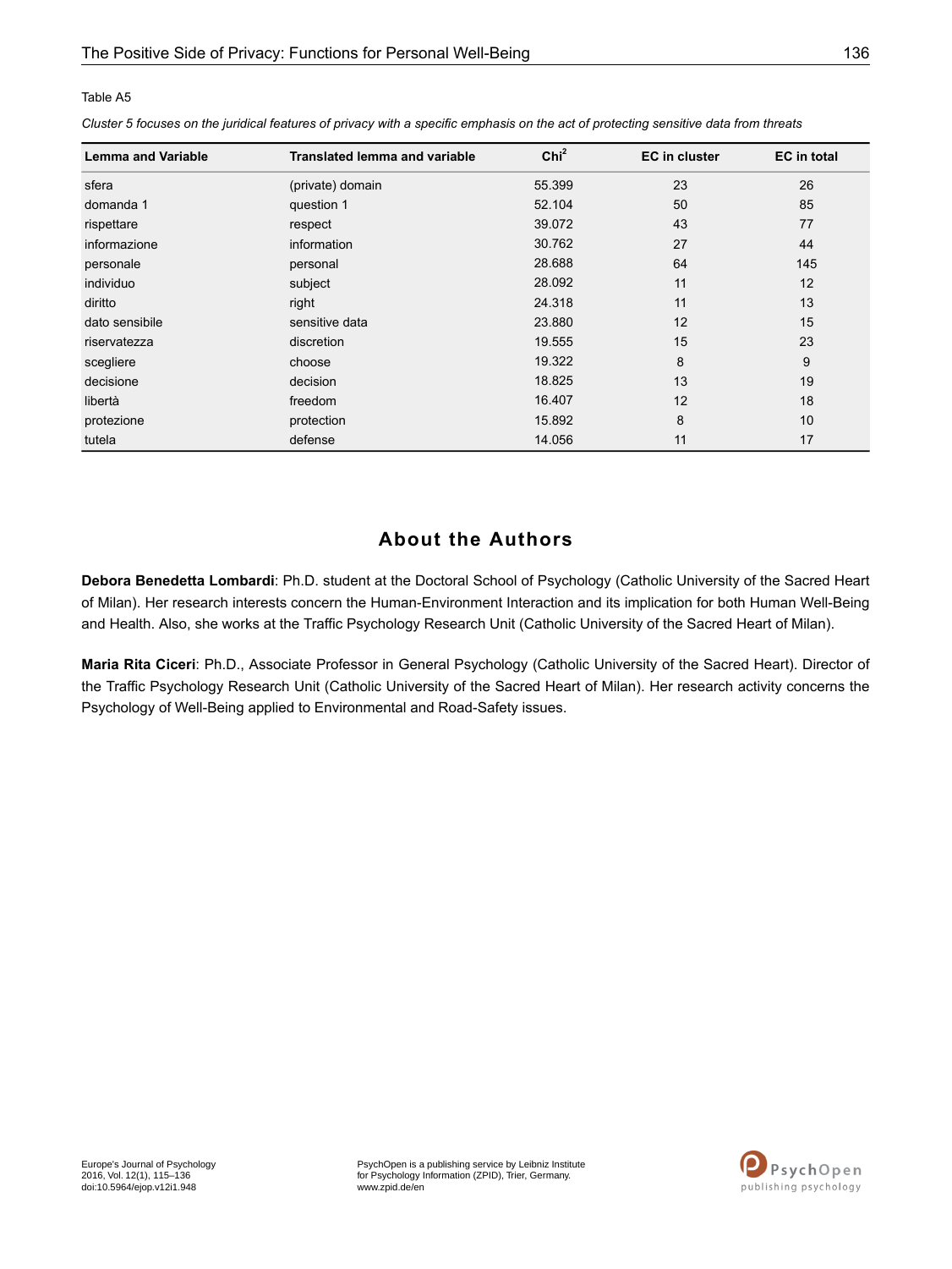Table A5

*Cluster 5 focuses on the juridical features of privacy with a specific emphasis on the act of protecting sensitive data from threats*

| Lemma and Variable | Translated lemma and variable | $Chi^2$ | EC in cluster | EC in total |
|---|---|---|---|---|
| sfera | (private) domain | 55.399 | 23 | 26 |
| domanda 1 | question 1 | 52.104 | 50 | 85 |
| rispettare | respect | 39.072 | 43 | 77 |
| informazione | information | 30.762 | 27 | 44 |
| personale | personal | 28.688 | 64 | 145 |
| individuo | subject | 28.092 | 11 | 12 |
| diritto | right | 24.318 | 11 | 13 |
| dato sensibile | sensitive data | 23.880 | 12 | 15 |
| riservatezza | discretion | 19.555 | 15 | 23 |
| scegliere | choose | 19.322 | 8 | 9 |
| decisione | decision | 18.825 | 13 | 19 |
| libertà | freedom | 16.407 | 12 | 18 |
| protezione | protection | 15.892 | 8 | 10 |
| tutela | defense | 14.056 | 11 | 17 |

## About the Authors

**Debora Benedetta Lombardi**: Ph.D. student at the Doctoral School of Psychology (Catholic University of the Sacred Heart of Milan). Her research interests concern the Human-Environment Interaction and its implication for both Human Well-Being and Health. Also, she works at the Traffic Psychology Research Unit (Catholic University of the Sacred Heart of Milan).

**Maria Rita Ciceri**: Ph.D., Associate Professor in General Psychology (Catholic University of the Sacred Heart). Director of the Traffic Psychology Research Unit (Catholic University of the Sacred Heart of Milan). Her research activity concerns the Psychology of Well-Being applied to Environmental and Road-Safety issues.